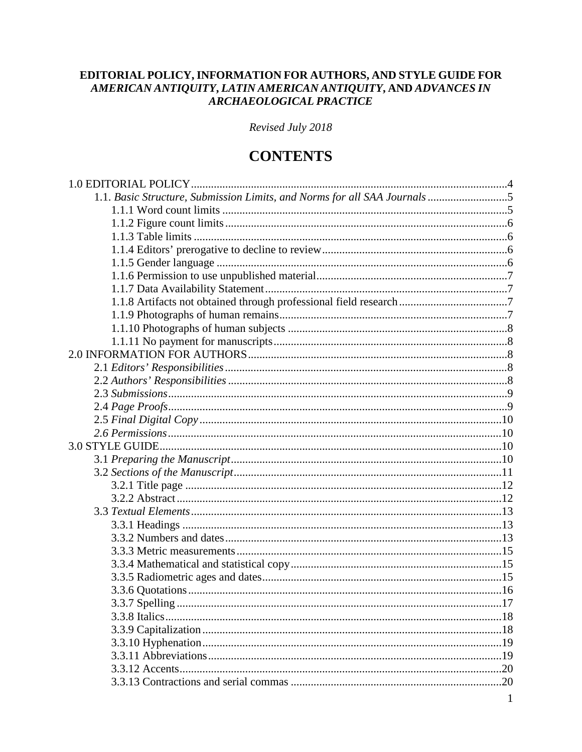**EDITORIAL POLICY, INFORMATION FOR AUTHORS, AND STYLE GUIDE FOR *AMERICAN ANTIQUITY*, *LATIN AMERICAN ANTIQUITY*, AND *ADVANCES IN ARCHAEOLOGICAL PRACTICE***

*Revised July 2018*

# CONTENTS

1.0 EDITORIAL POLICY .......... 4
- 1.1. *Basic Structure, Submission Limits, and Norms for all SAA Journals* .......... 5
  - 1.1.1 Word count limits .......... 5
  - 1.1.2 Figure count limits .......... 6
  - 1.1.3 Table limits .......... 6
  - 1.1.4 Editors' prerogative to decline to review .......... 6
  - 1.1.5 Gender language .......... 6
  - 1.1.6 Permission to use unpublished material .......... 7
  - 1.1.7 Data Availability Statement .......... 7
  - 1.1.8 Artifacts not obtained through professional field research .......... 7
  - 1.1.9 Photographs of human remains .......... 7
  - 1.1.10 Photographs of human subjects .......... 8
  - 1.1.11 No payment for manuscripts .......... 8

2.0 INFORMATION FOR AUTHORS .......... 8
- 2.1 *Editors' Responsibilities* .......... 8
- 2.2 *Authors' Responsibilities* .......... 8
- 2.3 *Submissions* .......... 9
- 2.4 *Page Proofs* .......... 9
- 2.5 *Final Digital Copy* .......... 10
- *2.6 Permissions* .......... 10

3.0 STYLE GUIDE .......... 10
- 3.1 *Preparing the Manuscript* .......... 10
- 3.2 *Sections of the Manuscript* .......... 11
  - 3.2.1 Title page .......... 12
  - 3.2.2 Abstract .......... 12
- 3.3 *Textual Elements* .......... 13
  - 3.3.1 Headings .......... 13
  - 3.3.2 Numbers and dates .......... 13
  - 3.3.3 Metric measurements .......... 15
  - 3.3.4 Mathematical and statistical copy .......... 15
  - 3.3.5 Radiometric ages and dates .......... 15
  - 3.3.6 Quotations .......... 16
  - 3.3.7 Spelling .......... 17
  - 3.3.8 Italics .......... 18
  - 3.3.9 Capitalization .......... 18
  - 3.3.10 Hyphenation .......... 19
  - 3.3.11 Abbreviations .......... 19
  - 3.3.12 Accents .......... 20
  - 3.3.13 Contractions and serial commas .......... 20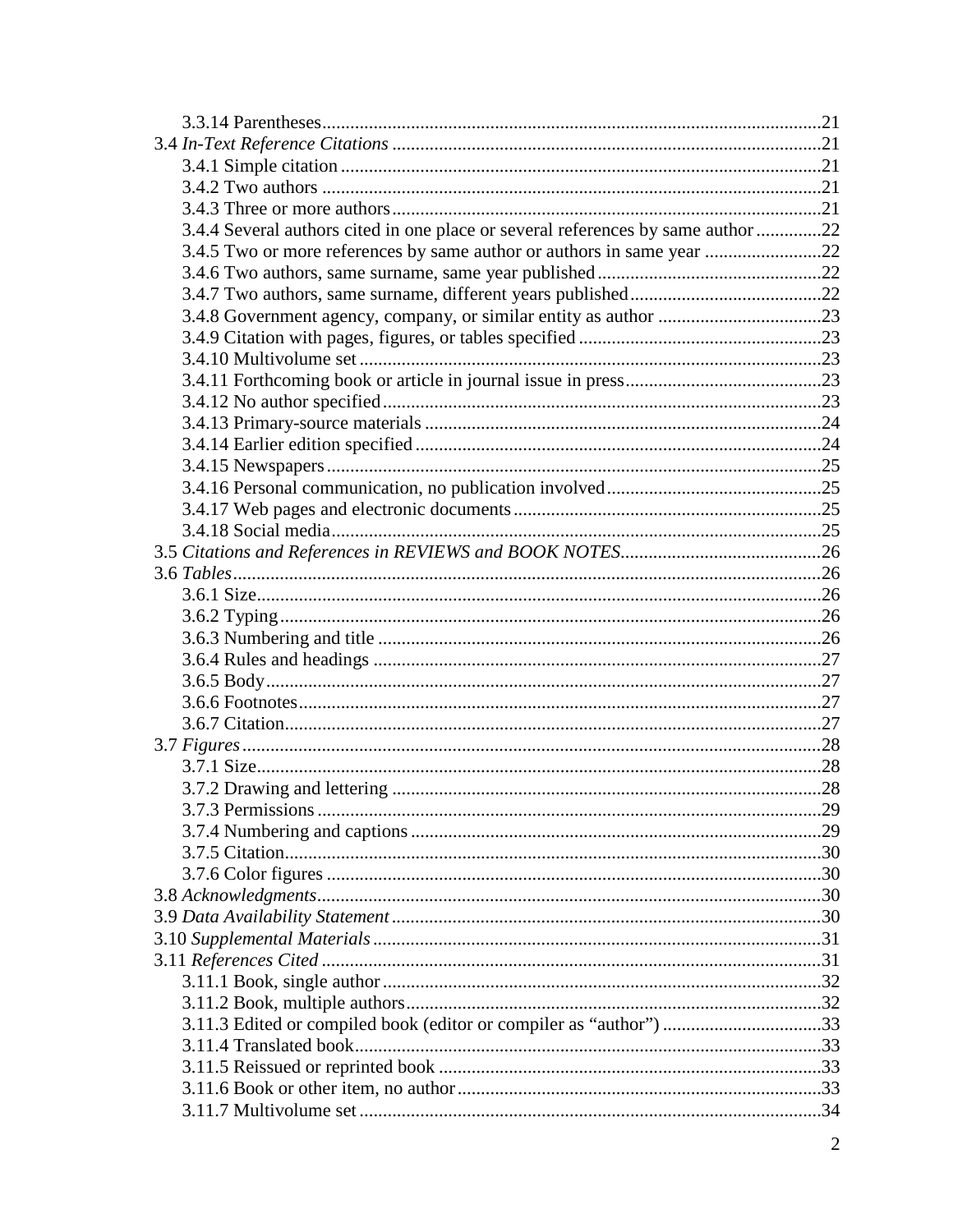3.3.14 Parentheses ........................................................................................................21
3.4 *In-Text Reference Citations* ..........................................................................................21
3.4.1 Simple citation ......................................................................................................21
3.4.2 Two authors ..........................................................................................................21
3.4.3 Three or more authors ..........................................................................................21
3.4.4 Several authors cited in one place or several references by same author .............22
3.4.5 Two or more references by same author or authors in same year .........................22
3.4.6 Two authors, same surname, same year published ...............................................22
3.4.7 Two authors, same surname, different years published .........................................22
3.4.8 Government agency, company, or similar entity as author ...................................23
3.4.9 Citation with pages, figures, or tables specified ....................................................23
3.4.10 Multivolume set ..................................................................................................23
3.4.11 Forthcoming book or article in journal issue in press ..........................................23
3.4.12 No author specified .............................................................................................23
3.4.13 Primary-source materials ....................................................................................24
3.4.14 Earlier edition specified ......................................................................................24
3.4.15 Newspapers .........................................................................................................25
3.4.16 Personal communication, no publication involved .............................................25
3.4.17 Web pages and electronic documents .................................................................25
3.4.18 Social media ........................................................................................................25
3.5 *Citations and References in REVIEWS and BOOK NOTES* ..........................................26
3.6 *Tables* ............................................................................................................................26
3.6.1 Size ........................................................................................................................26
3.6.2 Typing ...................................................................................................................26
3.6.3 Numbering and title ..............................................................................................26
3.6.4 Rules and headings ...............................................................................................27
3.6.5 Body ......................................................................................................................27
3.6.6 Footnotes ...............................................................................................................27
3.6.7 Citation ..................................................................................................................27
3.7 *Figures* ...........................................................................................................................28
3.7.1 Size ........................................................................................................................28
3.7.2 Drawing and lettering ...........................................................................................28
3.7.3 Permissions ...........................................................................................................29
3.7.4 Numbering and captions .......................................................................................29
3.7.5 Citation ..................................................................................................................30
3.7.6 Color figures .........................................................................................................30
3.8 *Acknowledgments* ..........................................................................................................30
3.9 *Data Availability Statement* ...........................................................................................30
3.10 *Supplemental Materials* ................................................................................................31
3.11 *References Cited* ..........................................................................................................31
3.11.1 Book, single author .............................................................................................32
3.11.2 Book, multiple authors ........................................................................................32
3.11.3 Edited or compiled book (editor or compiler as "author") ..................................33
3.11.4 Translated book ...................................................................................................33
3.11.5 Reissued or reprinted book .................................................................................33
3.11.6 Book or other item, no author .............................................................................33
3.11.7 Multivolume set ..................................................................................................34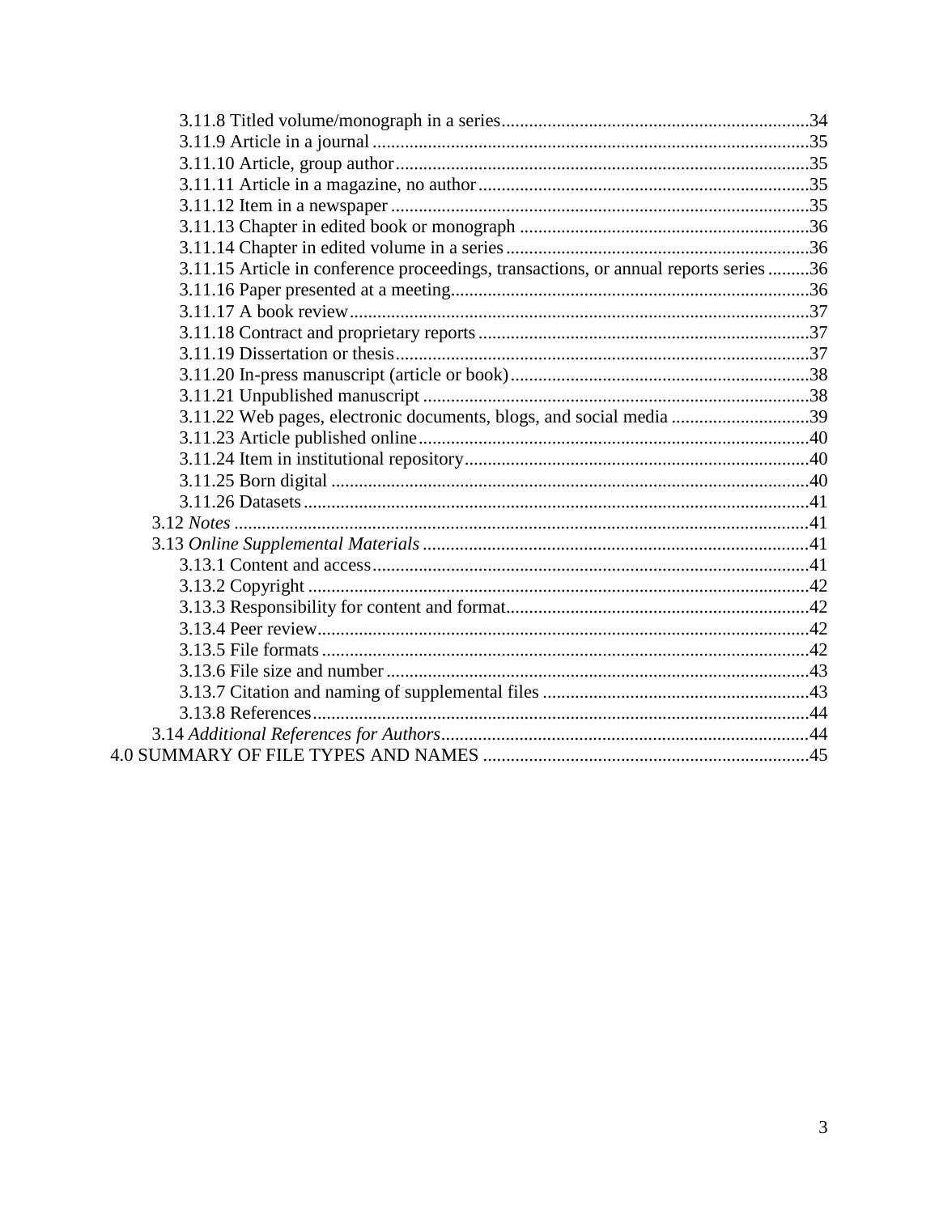3.11.8 Titled volume/monograph in a series ... 34
3.11.9 Article in a journal ... 35
3.11.10 Article, group author ... 35
3.11.11 Article in a magazine, no author ... 35
3.11.12 Item in a newspaper ... 35
3.11.13 Chapter in edited book or monograph ... 36
3.11.14 Chapter in edited volume in a series ... 36
3.11.15 Article in conference proceedings, transactions, or annual reports series ... 36
3.11.16 Paper presented at a meeting ... 36
3.11.17 A book review ... 37
3.11.18 Contract and proprietary reports ... 37
3.11.19 Dissertation or thesis ... 37
3.11.20 In-press manuscript (article or book) ... 38
3.11.21 Unpublished manuscript ... 38
3.11.22 Web pages, electronic documents, blogs, and social media ... 39
3.11.23 Article published online ... 40
3.11.24 Item in institutional repository ... 40
3.11.25 Born digital ... 40
3.11.26 Datasets ... 41
3.12 *Notes* ... 41
3.13 *Online Supplemental Materials* ... 41
3.13.1 Content and access ... 41
3.13.2 Copyright ... 42
3.13.3 Responsibility for content and format ... 42
3.13.4 Peer review ... 42
3.13.5 File formats ... 42
3.13.6 File size and number ... 43
3.13.7 Citation and naming of supplemental files ... 43
3.13.8 References ... 44
3.14 *Additional References for Authors* ... 44
4.0 SUMMARY OF FILE TYPES AND NAMES ... 45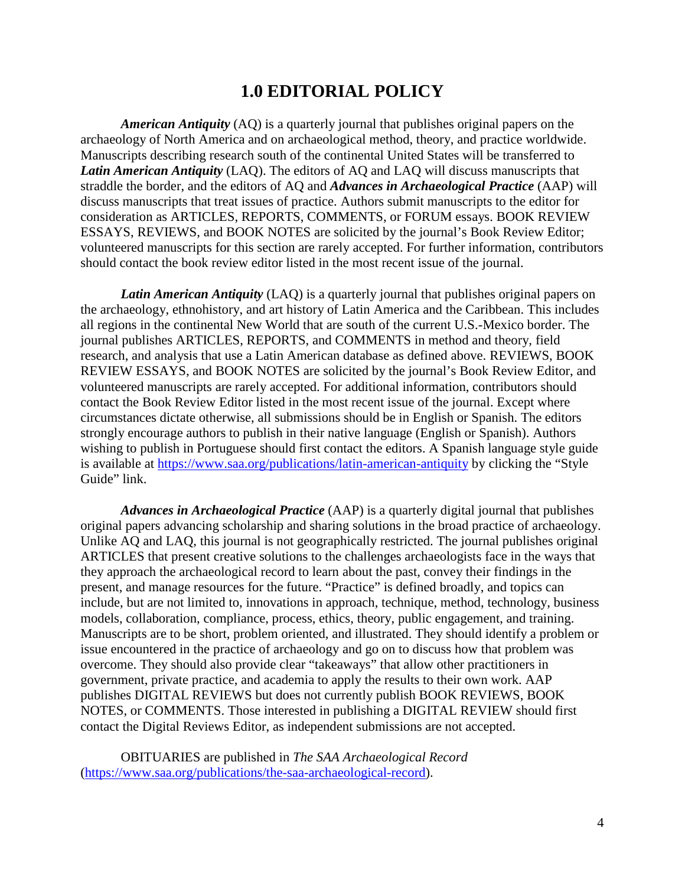# 1.0 EDITORIAL POLICY

***American Antiquity*** (AQ) is a quarterly journal that publishes original papers on the archaeology of North America and on archaeological method, theory, and practice worldwide. Manuscripts describing research south of the continental United States will be transferred to ***Latin American Antiquity*** (LAQ). The editors of AQ and LAQ will discuss manuscripts that straddle the border, and the editors of AQ and ***Advances in Archaeological Practice*** (AAP) will discuss manuscripts that treat issues of practice. Authors submit manuscripts to the editor for consideration as ARTICLES, REPORTS, COMMENTS, or FORUM essays. BOOK REVIEW ESSAYS, REVIEWS, and BOOK NOTES are solicited by the journal's Book Review Editor; volunteered manuscripts for this section are rarely accepted. For further information, contributors should contact the book review editor listed in the most recent issue of the journal.

***Latin American Antiquity*** (LAQ) is a quarterly journal that publishes original papers on the archaeology, ethnohistory, and art history of Latin America and the Caribbean. This includes all regions in the continental New World that are south of the current U.S.-Mexico border. The journal publishes ARTICLES, REPORTS, and COMMENTS in method and theory, field research, and analysis that use a Latin American database as defined above. REVIEWS, BOOK REVIEW ESSAYS, and BOOK NOTES are solicited by the journal's Book Review Editor, and volunteered manuscripts are rarely accepted. For additional information, contributors should contact the Book Review Editor listed in the most recent issue of the journal. Except where circumstances dictate otherwise, all submissions should be in English or Spanish. The editors strongly encourage authors to publish in their native language (English or Spanish). Authors wishing to publish in Portuguese should first contact the editors. A Spanish language style guide is available at https://www.saa.org/publications/latin-american-antiquity by clicking the "Style Guide" link.

***Advances in Archaeological Practice*** (AAP) is a quarterly digital journal that publishes original papers advancing scholarship and sharing solutions in the broad practice of archaeology. Unlike AQ and LAQ, this journal is not geographically restricted. The journal publishes original ARTICLES that present creative solutions to the challenges archaeologists face in the ways that they approach the archaeological record to learn about the past, convey their findings in the present, and manage resources for the future. "Practice" is defined broadly, and topics can include, but are not limited to, innovations in approach, technique, method, technology, business models, collaboration, compliance, process, ethics, theory, public engagement, and training. Manuscripts are to be short, problem oriented, and illustrated. They should identify a problem or issue encountered in the practice of archaeology and go on to discuss how that problem was overcome. They should also provide clear "takeaways" that allow other practitioners in government, private practice, and academia to apply the results to their own work. AAP publishes DIGITAL REVIEWS but does not currently publish BOOK REVIEWS, BOOK NOTES, or COMMENTS. Those interested in publishing a DIGITAL REVIEW should first contact the Digital Reviews Editor, as independent submissions are not accepted.

OBITUARIES are published in *The SAA Archaeological Record* (https://www.saa.org/publications/the-saa-archaeological-record).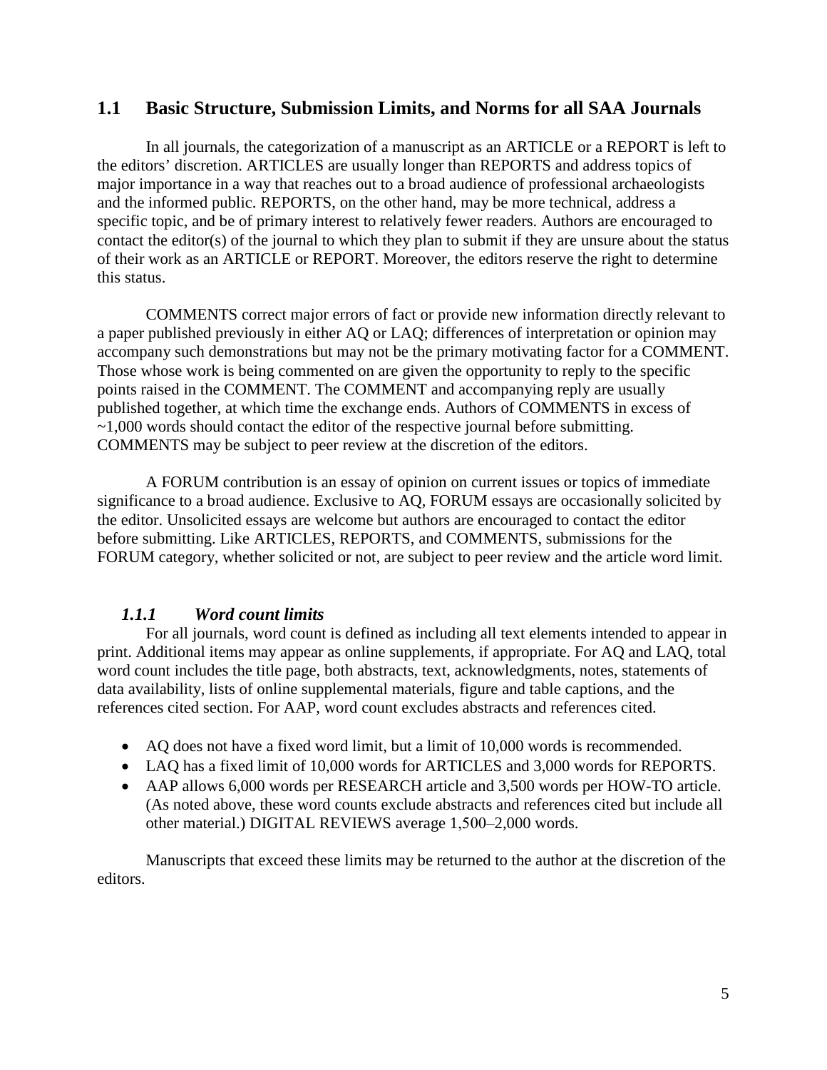## 1.1 Basic Structure, Submission Limits, and Norms for all SAA Journals

In all journals, the categorization of a manuscript as an ARTICLE or a REPORT is left to the editors' discretion. ARTICLES are usually longer than REPORTS and address topics of major importance in a way that reaches out to a broad audience of professional archaeologists and the informed public. REPORTS, on the other hand, may be more technical, address a specific topic, and be of primary interest to relatively fewer readers. Authors are encouraged to contact the editor(s) of the journal to which they plan to submit if they are unsure about the status of their work as an ARTICLE or REPORT. Moreover, the editors reserve the right to determine this status.

COMMENTS correct major errors of fact or provide new information directly relevant to a paper published previously in either AQ or LAQ; differences of interpretation or opinion may accompany such demonstrations but may not be the primary motivating factor for a COMMENT. Those whose work is being commented on are given the opportunity to reply to the specific points raised in the COMMENT. The COMMENT and accompanying reply are usually published together, at which time the exchange ends. Authors of COMMENTS in excess of ~1,000 words should contact the editor of the respective journal before submitting. COMMENTS may be subject to peer review at the discretion of the editors.

A FORUM contribution is an essay of opinion on current issues or topics of immediate significance to a broad audience. Exclusive to AQ, FORUM essays are occasionally solicited by the editor. Unsolicited essays are welcome but authors are encouraged to contact the editor before submitting. Like ARTICLES, REPORTS, and COMMENTS, submissions for the FORUM category, whether solicited or not, are subject to peer review and the article word limit.

### *1.1.1 Word count limits*

For all journals, word count is defined as including all text elements intended to appear in print. Additional items may appear as online supplements, if appropriate. For AQ and LAQ, total word count includes the title page, both abstracts, text, acknowledgments, notes, statements of data availability, lists of online supplemental materials, figure and table captions, and the references cited section. For AAP, word count excludes abstracts and references cited.

- AQ does not have a fixed word limit, but a limit of 10,000 words is recommended.
- LAQ has a fixed limit of 10,000 words for ARTICLES and 3,000 words for REPORTS.
- AAP allows 6,000 words per RESEARCH article and 3,500 words per HOW-TO article. (As noted above, these word counts exclude abstracts and references cited but include all other material.) DIGITAL REVIEWS average 1,500–2,000 words.

Manuscripts that exceed these limits may be returned to the author at the discretion of the editors.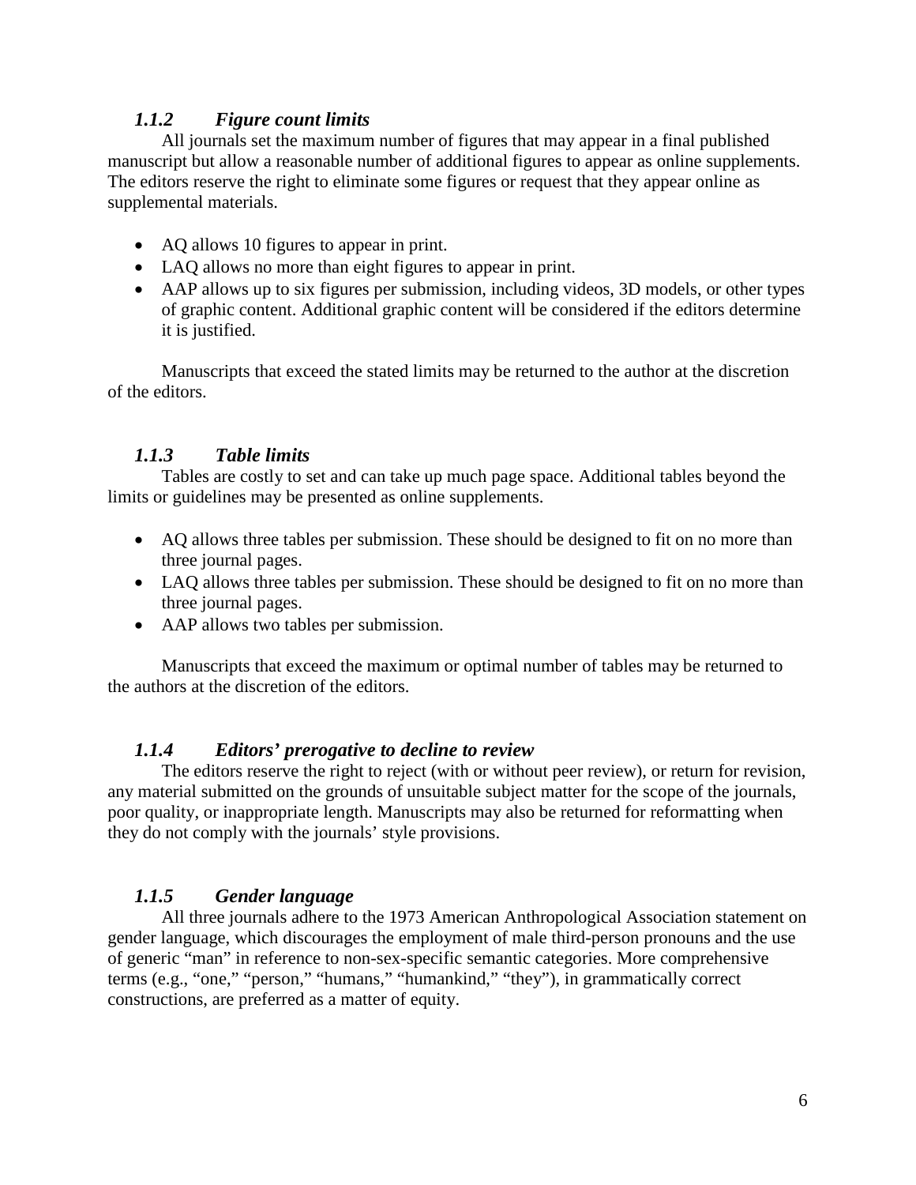### *1.1.2 Figure count limits*

All journals set the maximum number of figures that may appear in a final published manuscript but allow a reasonable number of additional figures to appear as online supplements. The editors reserve the right to eliminate some figures or request that they appear online as supplemental materials.

- AQ allows 10 figures to appear in print.
- LAQ allows no more than eight figures to appear in print.
- AAP allows up to six figures per submission, including videos, 3D models, or other types of graphic content. Additional graphic content will be considered if the editors determine it is justified.

Manuscripts that exceed the stated limits may be returned to the author at the discretion of the editors.

### *1.1.3 Table limits*

Tables are costly to set and can take up much page space. Additional tables beyond the limits or guidelines may be presented as online supplements.

- AQ allows three tables per submission. These should be designed to fit on no more than three journal pages.
- LAQ allows three tables per submission. These should be designed to fit on no more than three journal pages.
- AAP allows two tables per submission.

Manuscripts that exceed the maximum or optimal number of tables may be returned to the authors at the discretion of the editors.

### *1.1.4 Editors' prerogative to decline to review*

The editors reserve the right to reject (with or without peer review), or return for revision, any material submitted on the grounds of unsuitable subject matter for the scope of the journals, poor quality, or inappropriate length. Manuscripts may also be returned for reformatting when they do not comply with the journals' style provisions.

### *1.1.5 Gender language*

All three journals adhere to the 1973 American Anthropological Association statement on gender language, which discourages the employment of male third-person pronouns and the use of generic "man" in reference to non-sex-specific semantic categories. More comprehensive terms (e.g., "one," "person," "humans," "humankind," "they"), in grammatically correct constructions, are preferred as a matter of equity.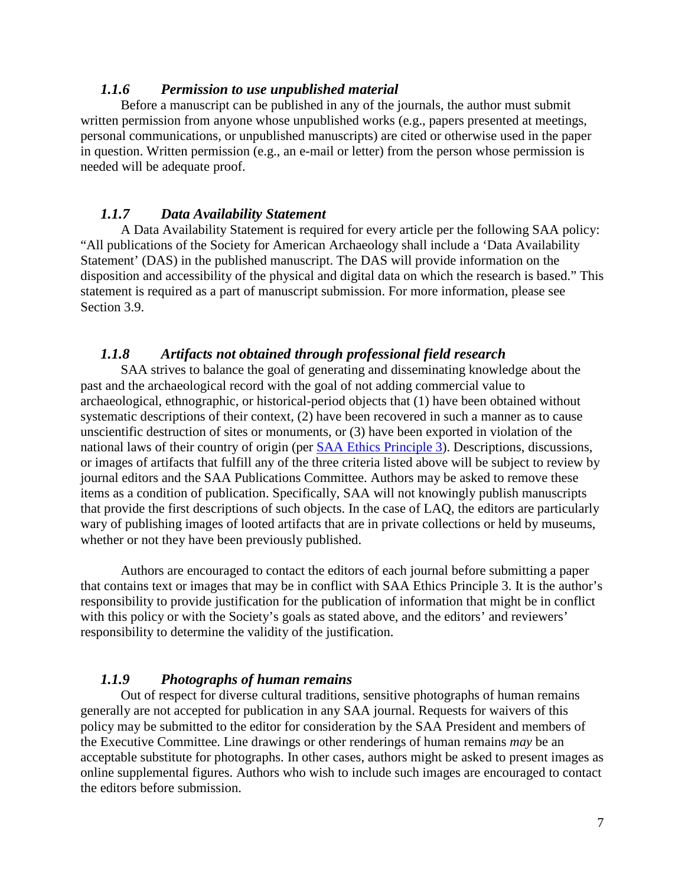### *1.1.6 Permission to use unpublished material*

Before a manuscript can be published in any of the journals, the author must submit written permission from anyone whose unpublished works (e.g., papers presented at meetings, personal communications, or unpublished manuscripts) are cited or otherwise used in the paper in question. Written permission (e.g., an e-mail or letter) from the person whose permission is needed will be adequate proof.

### *1.1.7 Data Availability Statement*

A Data Availability Statement is required for every article per the following SAA policy: "All publications of the Society for American Archaeology shall include a 'Data Availability Statement' (DAS) in the published manuscript. The DAS will provide information on the disposition and accessibility of the physical and digital data on which the research is based." This statement is required as a part of manuscript submission. For more information, please see Section 3.9.

### *1.1.8 Artifacts not obtained through professional field research*

SAA strives to balance the goal of generating and disseminating knowledge about the past and the archaeological record with the goal of not adding commercial value to archaeological, ethnographic, or historical-period objects that (1) have been obtained without systematic descriptions of their context, (2) have been recovered in such a manner as to cause unscientific destruction of sites or monuments, or (3) have been exported in violation of the national laws of their country of origin (per SAA Ethics Principle 3). Descriptions, discussions, or images of artifacts that fulfill any of the three criteria listed above will be subject to review by journal editors and the SAA Publications Committee. Authors may be asked to remove these items as a condition of publication. Specifically, SAA will not knowingly publish manuscripts that provide the first descriptions of such objects. In the case of LAQ, the editors are particularly wary of publishing images of looted artifacts that are in private collections or held by museums, whether or not they have been previously published.

Authors are encouraged to contact the editors of each journal before submitting a paper that contains text or images that may be in conflict with SAA Ethics Principle 3. It is the author's responsibility to provide justification for the publication of information that might be in conflict with this policy or with the Society's goals as stated above, and the editors' and reviewers' responsibility to determine the validity of the justification.

### *1.1.9 Photographs of human remains*

Out of respect for diverse cultural traditions, sensitive photographs of human remains generally are not accepted for publication in any SAA journal. Requests for waivers of this policy may be submitted to the editor for consideration by the SAA President and members of the Executive Committee. Line drawings or other renderings of human remains *may* be an acceptable substitute for photographs. In other cases, authors might be asked to present images as online supplemental figures. Authors who wish to include such images are encouraged to contact the editors before submission.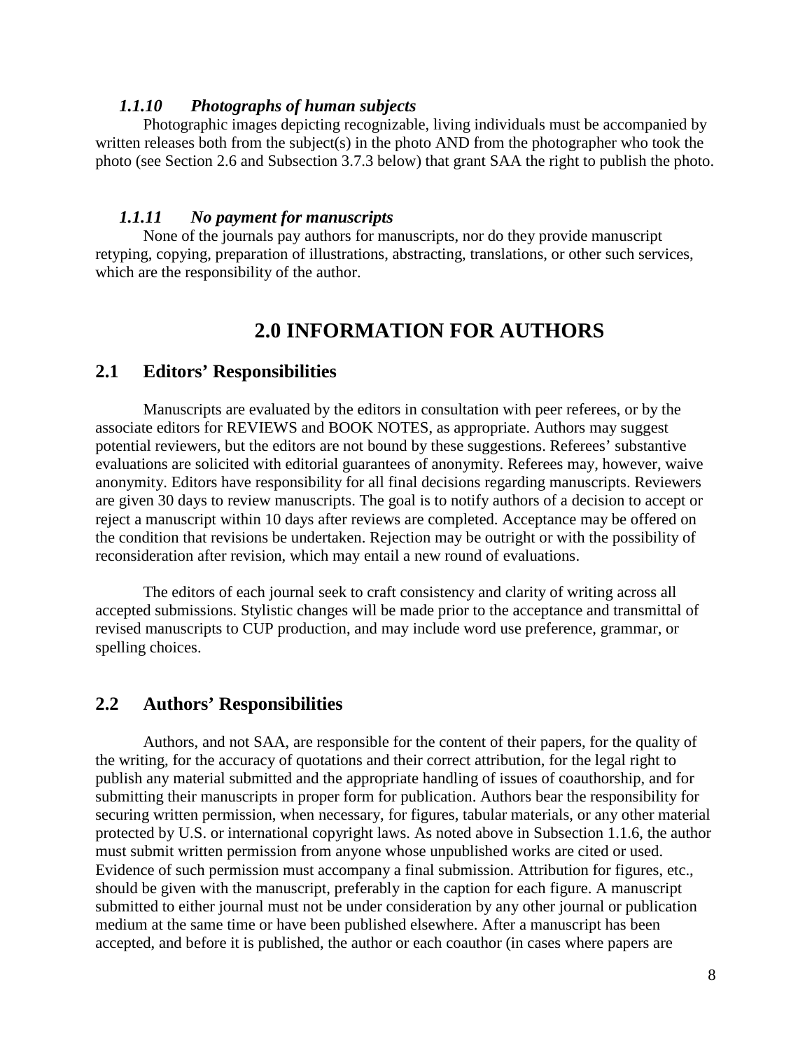### *1.1.10 Photographs of human subjects*

Photographic images depicting recognizable, living individuals must be accompanied by written releases both from the subject(s) in the photo AND from the photographer who took the photo (see Section 2.6 and Subsection 3.7.3 below) that grant SAA the right to publish the photo.

### *1.1.11 No payment for manuscripts*

None of the journals pay authors for manuscripts, nor do they provide manuscript retyping, copying, preparation of illustrations, abstracting, translations, or other such services, which are the responsibility of the author.

# 2.0 INFORMATION FOR AUTHORS

## 2.1 Editors' Responsibilities

Manuscripts are evaluated by the editors in consultation with peer referees, or by the associate editors for REVIEWS and BOOK NOTES, as appropriate. Authors may suggest potential reviewers, but the editors are not bound by these suggestions. Referees' substantive evaluations are solicited with editorial guarantees of anonymity. Referees may, however, waive anonymity. Editors have responsibility for all final decisions regarding manuscripts. Reviewers are given 30 days to review manuscripts. The goal is to notify authors of a decision to accept or reject a manuscript within 10 days after reviews are completed. Acceptance may be offered on the condition that revisions be undertaken. Rejection may be outright or with the possibility of reconsideration after revision, which may entail a new round of evaluations.

The editors of each journal seek to craft consistency and clarity of writing across all accepted submissions. Stylistic changes will be made prior to the acceptance and transmittal of revised manuscripts to CUP production, and may include word use preference, grammar, or spelling choices.

## 2.2 Authors' Responsibilities

Authors, and not SAA, are responsible for the content of their papers, for the quality of the writing, for the accuracy of quotations and their correct attribution, for the legal right to publish any material submitted and the appropriate handling of issues of coauthorship, and for submitting their manuscripts in proper form for publication. Authors bear the responsibility for securing written permission, when necessary, for figures, tabular materials, or any other material protected by U.S. or international copyright laws. As noted above in Subsection 1.1.6, the author must submit written permission from anyone whose unpublished works are cited or used. Evidence of such permission must accompany a final submission. Attribution for figures, etc., should be given with the manuscript, preferably in the caption for each figure. A manuscript submitted to either journal must not be under consideration by any other journal or publication medium at the same time or have been published elsewhere. After a manuscript has been accepted, and before it is published, the author or each coauthor (in cases where papers are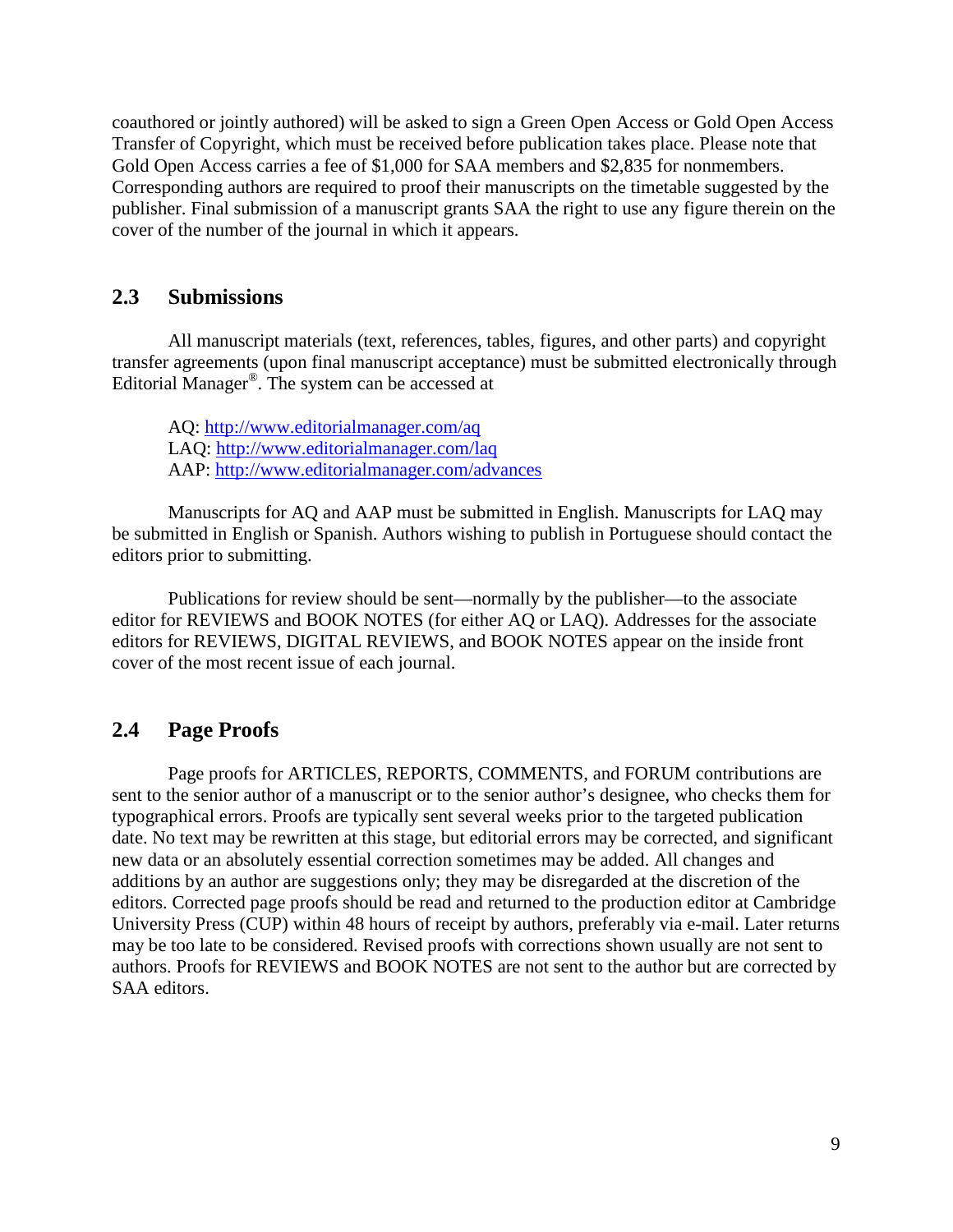coauthored or jointly authored) will be asked to sign a Green Open Access or Gold Open Access Transfer of Copyright, which must be received before publication takes place. Please note that Gold Open Access carries a fee of $1,000 for SAA members and $2,835 for nonmembers. Corresponding authors are required to proof their manuscripts on the timetable suggested by the publisher. Final submission of a manuscript grants SAA the right to use any figure therein on the cover of the number of the journal in which it appears.

## 2.3 Submissions

All manuscript materials (text, references, tables, figures, and other parts) and copyright transfer agreements (upon final manuscript acceptance) must be submitted electronically through Editorial Manager®. The system can be accessed at

AQ: http://www.editorialmanager.com/aq
LAQ: http://www.editorialmanager.com/laq
AAP: http://www.editorialmanager.com/advances

Manuscripts for AQ and AAP must be submitted in English. Manuscripts for LAQ may be submitted in English or Spanish. Authors wishing to publish in Portuguese should contact the editors prior to submitting.

Publications for review should be sent—normally by the publisher—to the associate editor for REVIEWS and BOOK NOTES (for either AQ or LAQ). Addresses for the associate editors for REVIEWS, DIGITAL REVIEWS, and BOOK NOTES appear on the inside front cover of the most recent issue of each journal.

## 2.4 Page Proofs

Page proofs for ARTICLES, REPORTS, COMMENTS, and FORUM contributions are sent to the senior author of a manuscript or to the senior author's designee, who checks them for typographical errors. Proofs are typically sent several weeks prior to the targeted publication date. No text may be rewritten at this stage, but editorial errors may be corrected, and significant new data or an absolutely essential correction sometimes may be added. All changes and additions by an author are suggestions only; they may be disregarded at the discretion of the editors. Corrected page proofs should be read and returned to the production editor at Cambridge University Press (CUP) within 48 hours of receipt by authors, preferably via e-mail. Later returns may be too late to be considered. Revised proofs with corrections shown usually are not sent to authors. Proofs for REVIEWS and BOOK NOTES are not sent to the author but are corrected by SAA editors.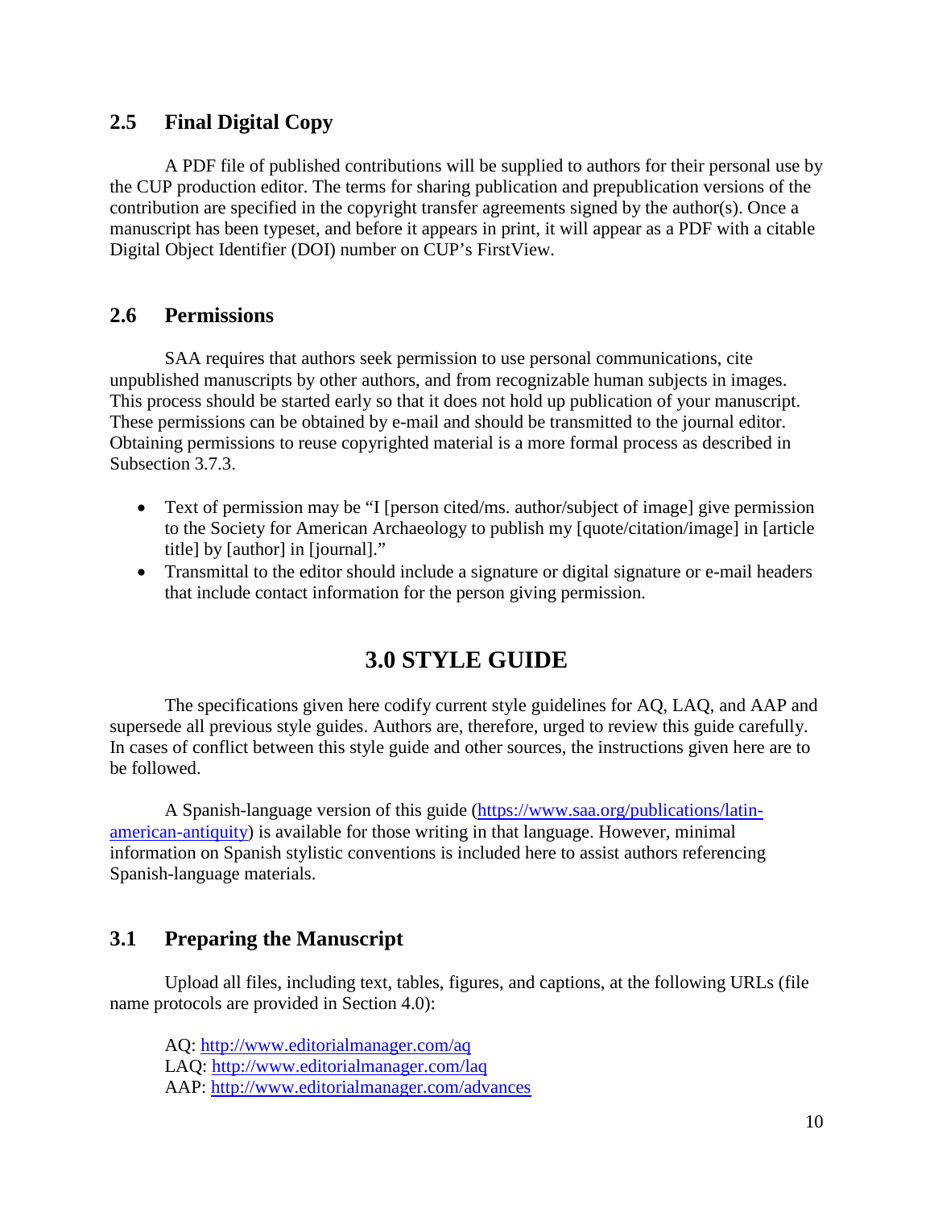## 2.5 Final Digital Copy

A PDF file of published contributions will be supplied to authors for their personal use by the CUP production editor. The terms for sharing publication and prepublication versions of the contribution are specified in the copyright transfer agreements signed by the author(s). Once a manuscript has been typeset, and before it appears in print, it will appear as a PDF with a citable Digital Object Identifier (DOI) number on CUP's FirstView.

## 2.6 Permissions

SAA requires that authors seek permission to use personal communications, cite unpublished manuscripts by other authors, and from recognizable human subjects in images. This process should be started early so that it does not hold up publication of your manuscript. These permissions can be obtained by e-mail and should be transmitted to the journal editor. Obtaining permissions to reuse copyrighted material is a more formal process as described in Subsection 3.7.3.

- Text of permission may be "I [person cited/ms. author/subject of image] give permission to the Society for American Archaeology to publish my [quote/citation/image] in [article title] by [author] in [journal]."
- Transmittal to the editor should include a signature or digital signature or e-mail headers that include contact information for the person giving permission.

# 3.0 STYLE GUIDE

The specifications given here codify current style guidelines for AQ, LAQ, and AAP and supersede all previous style guides. Authors are, therefore, urged to review this guide carefully. In cases of conflict between this style guide and other sources, the instructions given here are to be followed.

A Spanish-language version of this guide (https://www.saa.org/publications/latin-american-antiquity) is available for those writing in that language. However, minimal information on Spanish stylistic conventions is included here to assist authors referencing Spanish-language materials.

## 3.1 Preparing the Manuscript

Upload all files, including text, tables, figures, and captions, at the following URLs (file name protocols are provided in Section 4.0):

AQ: http://www.editorialmanager.com/aq
LAQ: http://www.editorialmanager.com/laq
AAP: http://www.editorialmanager.com/advances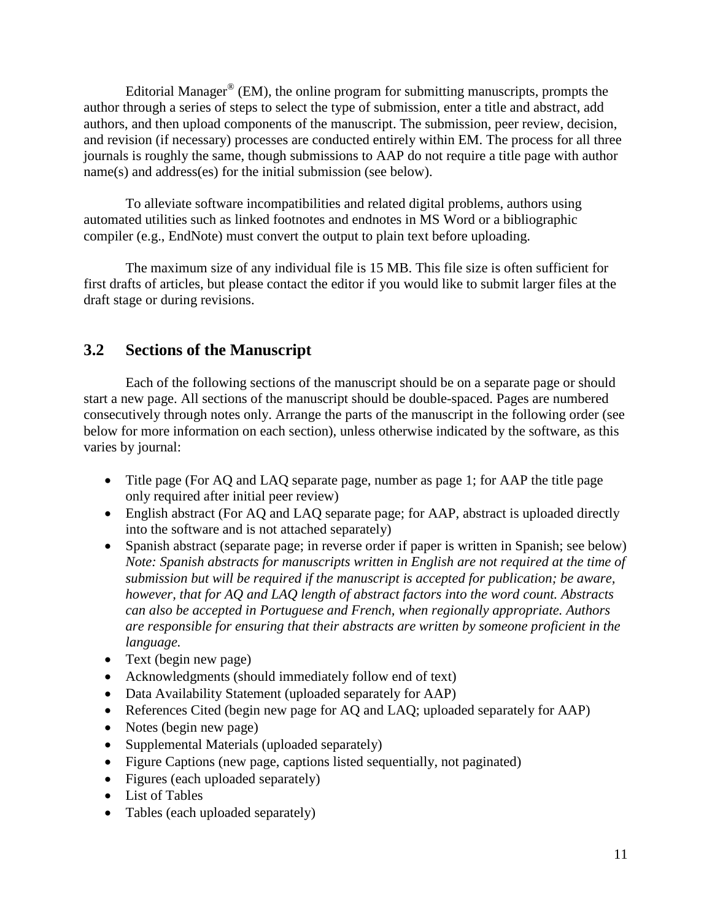Editorial Manager® (EM), the online program for submitting manuscripts, prompts the author through a series of steps to select the type of submission, enter a title and abstract, add authors, and then upload components of the manuscript. The submission, peer review, decision, and revision (if necessary) processes are conducted entirely within EM. The process for all three journals is roughly the same, though submissions to AAP do not require a title page with author name(s) and address(es) for the initial submission (see below).

To alleviate software incompatibilities and related digital problems, authors using automated utilities such as linked footnotes and endnotes in MS Word or a bibliographic compiler (e.g., EndNote) must convert the output to plain text before uploading.

The maximum size of any individual file is 15 MB. This file size is often sufficient for first drafts of articles, but please contact the editor if you would like to submit larger files at the draft stage or during revisions.

## 3.2 Sections of the Manuscript

Each of the following sections of the manuscript should be on a separate page or should start a new page. All sections of the manuscript should be double-spaced. Pages are numbered consecutively through notes only. Arrange the parts of the manuscript in the following order (see below for more information on each section), unless otherwise indicated by the software, as this varies by journal:

- Title page (For AQ and LAQ separate page, number as page 1; for AAP the title page only required after initial peer review)
- English abstract (For AQ and LAQ separate page; for AAP, abstract is uploaded directly into the software and is not attached separately)
- Spanish abstract (separate page; in reverse order if paper is written in Spanish; see below) *Note: Spanish abstracts for manuscripts written in English are not required at the time of submission but will be required if the manuscript is accepted for publication; be aware, however, that for AQ and LAQ length of abstract factors into the word count. Abstracts can also be accepted in Portuguese and French, when regionally appropriate. Authors are responsible for ensuring that their abstracts are written by someone proficient in the language.*
- Text (begin new page)
- Acknowledgments (should immediately follow end of text)
- Data Availability Statement (uploaded separately for AAP)
- References Cited (begin new page for AQ and LAQ; uploaded separately for AAP)
- Notes (begin new page)
- Supplemental Materials (uploaded separately)
- Figure Captions (new page, captions listed sequentially, not paginated)
- Figures (each uploaded separately)
- List of Tables
- Tables (each uploaded separately)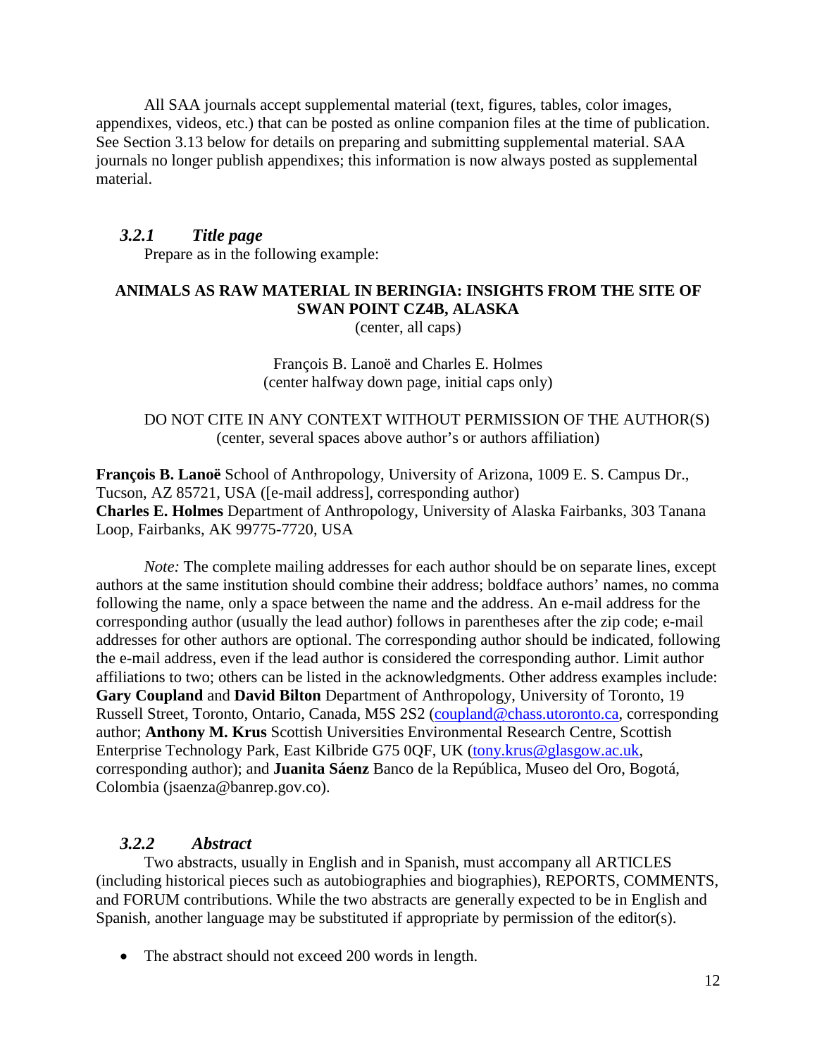All SAA journals accept supplemental material (text, figures, tables, color images, appendixes, videos, etc.) that can be posted as online companion files at the time of publication. See Section 3.13 below for details on preparing and submitting supplemental material. SAA journals no longer publish appendixes; this information is now always posted as supplemental material.

### *3.2.1 Title page*

Prepare as in the following example:

**ANIMALS AS RAW MATERIAL IN BERINGIA: INSIGHTS FROM THE SITE OF SWAN POINT CZ4B, ALASKA**
(center, all caps)

François B. Lanoë and Charles E. Holmes
(center halfway down page, initial caps only)

DO NOT CITE IN ANY CONTEXT WITHOUT PERMISSION OF THE AUTHOR(S)
(center, several spaces above author's or authors affiliation)

**François B. Lanoë** School of Anthropology, University of Arizona, 1009 E. S. Campus Dr., Tucson, AZ 85721, USA ([e-mail address], corresponding author)
**Charles E. Holmes** Department of Anthropology, University of Alaska Fairbanks, 303 Tanana Loop, Fairbanks, AK 99775-7720, USA

*Note:* The complete mailing addresses for each author should be on separate lines, except authors at the same institution should combine their address; boldface authors' names, no comma following the name, only a space between the name and the address. An e-mail address for the corresponding author (usually the lead author) follows in parentheses after the zip code; e-mail addresses for other authors are optional. The corresponding author should be indicated, following the e-mail address, even if the lead author is considered the corresponding author. Limit author affiliations to two; others can be listed in the acknowledgments. Other address examples include: **Gary Coupland** and **David Bilton** Department of Anthropology, University of Toronto, 19 Russell Street, Toronto, Ontario, Canada, M5S 2S2 (coupland@chass.utoronto.ca, corresponding author; **Anthony M. Krus** Scottish Universities Environmental Research Centre, Scottish Enterprise Technology Park, East Kilbride G75 0QF, UK (tony.krus@glasgow.ac.uk, corresponding author); and **Juanita Sáenz** Banco de la República, Museo del Oro, Bogotá, Colombia (jsaenza@banrep.gov.co).

### *3.2.2 Abstract*

Two abstracts, usually in English and in Spanish, must accompany all ARTICLES (including historical pieces such as autobiographies and biographies), REPORTS, COMMENTS, and FORUM contributions. While the two abstracts are generally expected to be in English and Spanish, another language may be substituted if appropriate by permission of the editor(s).

- The abstract should not exceed 200 words in length.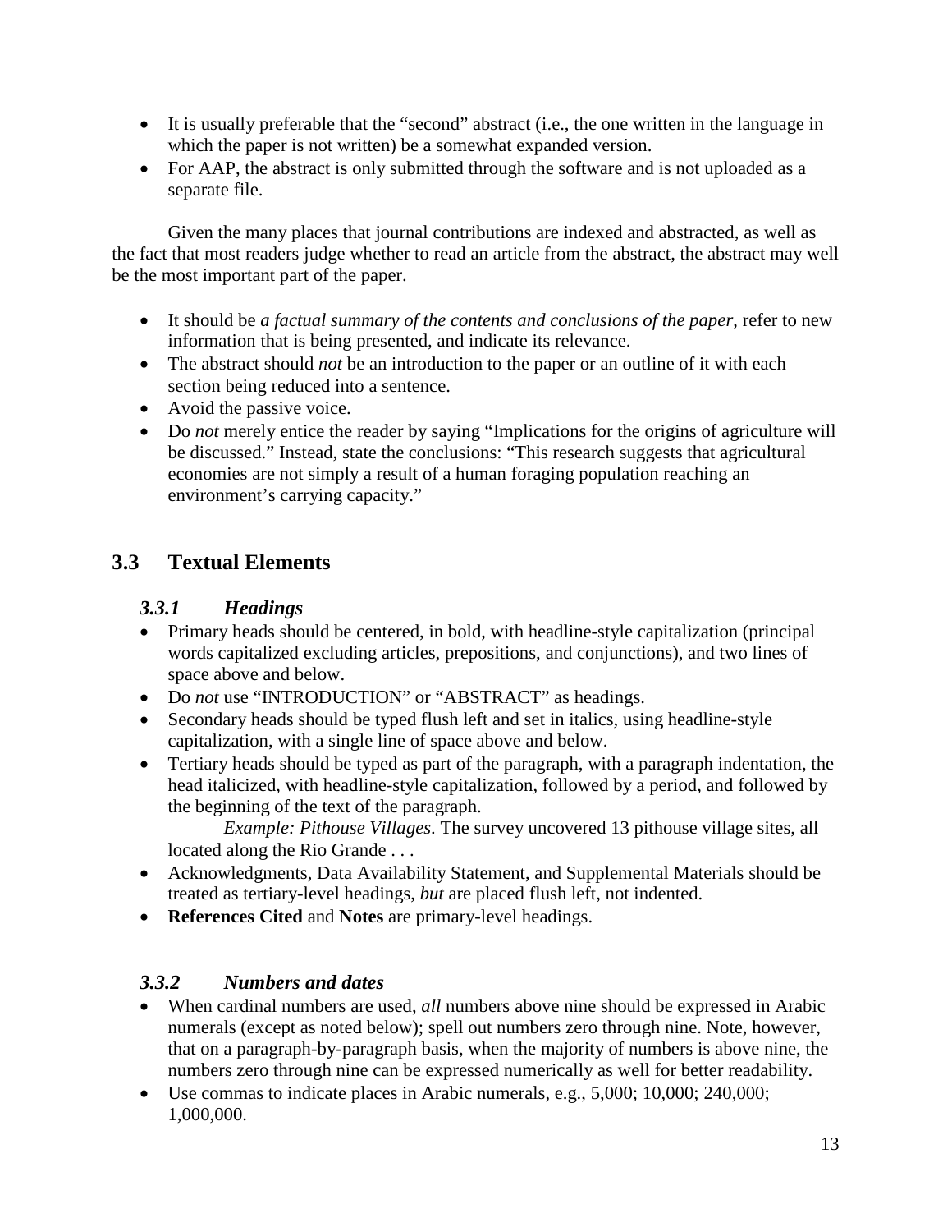- It is usually preferable that the "second" abstract (i.e., the one written in the language in which the paper is not written) be a somewhat expanded version.
- For AAP, the abstract is only submitted through the software and is not uploaded as a separate file.

Given the many places that journal contributions are indexed and abstracted, as well as the fact that most readers judge whether to read an article from the abstract, the abstract may well be the most important part of the paper.

- It should be *a factual summary of the contents and conclusions of the paper*, refer to new information that is being presented, and indicate its relevance.
- The abstract should *not* be an introduction to the paper or an outline of it with each section being reduced into a sentence.
- Avoid the passive voice.
- Do *not* merely entice the reader by saying "Implications for the origins of agriculture will be discussed." Instead, state the conclusions: "This research suggests that agricultural economies are not simply a result of a human foraging population reaching an environment's carrying capacity."

## 3.3 Textual Elements

### *3.3.1 Headings*

- Primary heads should be centered, in bold, with headline-style capitalization (principal words capitalized excluding articles, prepositions, and conjunctions), and two lines of space above and below.
- Do *not* use "INTRODUCTION" or "ABSTRACT" as headings.
- Secondary heads should be typed flush left and set in italics, using headline-style capitalization, with a single line of space above and below.
- Tertiary heads should be typed as part of the paragraph, with a paragraph indentation, the head italicized, with headline-style capitalization, followed by a period, and followed by the beginning of the text of the paragraph.

  *Example: Pithouse Villages*. The survey uncovered 13 pithouse village sites, all located along the Rio Grande . . .
- Acknowledgments, Data Availability Statement, and Supplemental Materials should be treated as tertiary-level headings, *but* are placed flush left, not indented.
- **References Cited** and **Notes** are primary-level headings.

### *3.3.2 Numbers and dates*

- When cardinal numbers are used, *all* numbers above nine should be expressed in Arabic numerals (except as noted below); spell out numbers zero through nine. Note, however, that on a paragraph-by-paragraph basis, when the majority of numbers is above nine, the numbers zero through nine can be expressed numerically as well for better readability.
- Use commas to indicate places in Arabic numerals, e.g., 5,000; 10,000; 240,000; 1,000,000.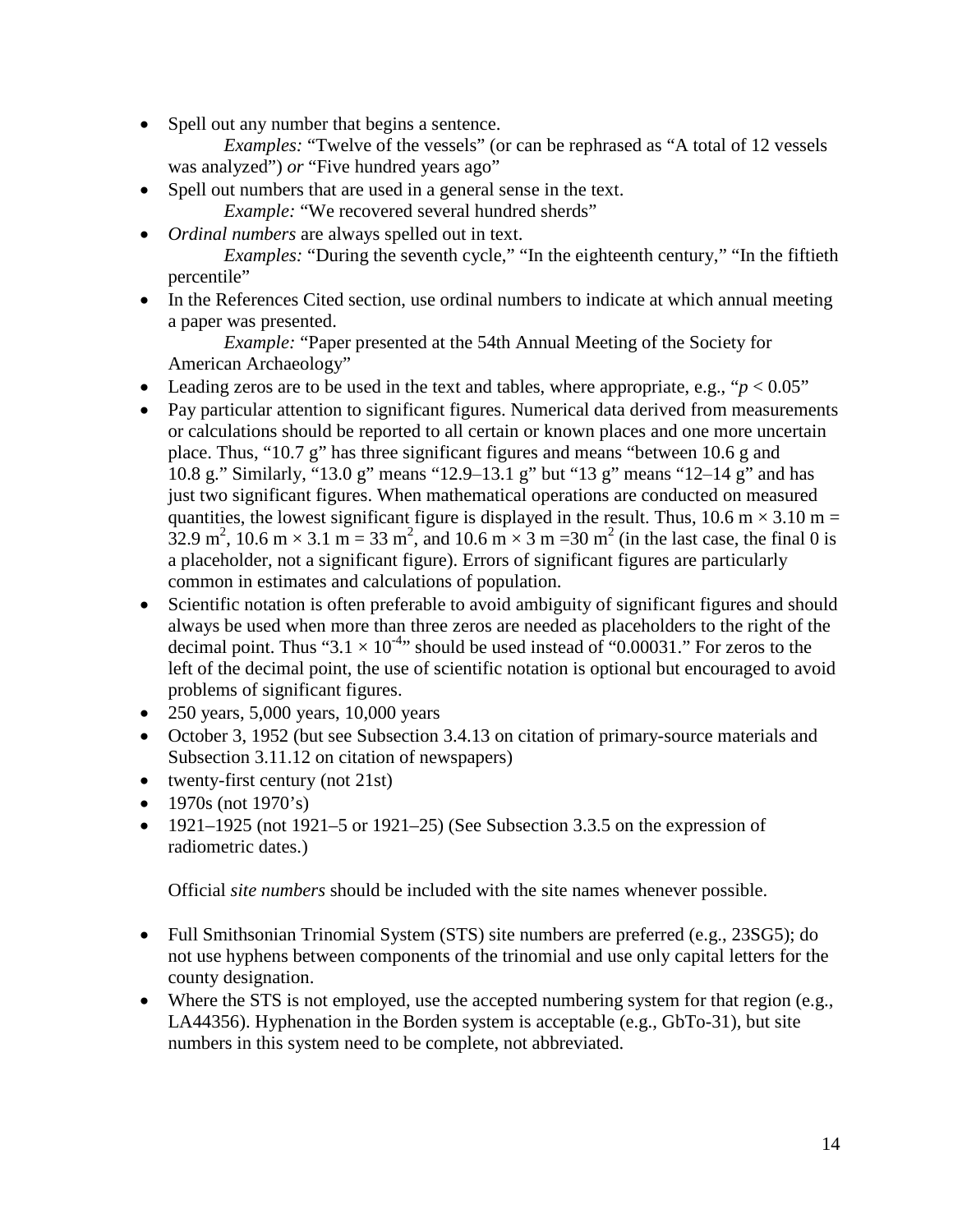- Spell out any number that begins a sentence.

  *Examples:* "Twelve of the vessels" (or can be rephrased as "A total of 12 vessels was analyzed") *or* "Five hundred years ago"
- Spell out numbers that are used in a general sense in the text.

  *Example:* "We recovered several hundred sherds"
- *Ordinal numbers* are always spelled out in text.

  *Examples:* "During the seventh cycle," "In the eighteenth century," "In the fiftieth percentile"
- In the References Cited section, use ordinal numbers to indicate at which annual meeting a paper was presented.

  *Example:* "Paper presented at the 54th Annual Meeting of the Society for American Archaeology"
- Leading zeros are to be used in the text and tables, where appropriate, e.g., "$p < 0.05$"
- Pay particular attention to significant figures. Numerical data derived from measurements or calculations should be reported to all certain or known places and one more uncertain place. Thus, "10.7 g" has three significant figures and means "between 10.6 g and 10.8 g." Similarly, "13.0 g" means "12.9–13.1 g" but "13 g" means "12–14 g" and has just two significant figures. When mathematical operations are conducted on measured quantities, the lowest significant figure is displayed in the result. Thus, $10.6 \text{ m} \times 3.10 \text{ m} = 32.9 \text{ m}^2$, $10.6 \text{ m} \times 3.1 \text{ m} = 33 \text{ m}^2$, and $10.6 \text{ m} \times 3 \text{ m} = 30 \text{ m}^2$ (in the last case, the final 0 is a placeholder, not a significant figure). Errors of significant figures are particularly common in estimates and calculations of population.
- Scientific notation is often preferable to avoid ambiguity of significant figures and should always be used when more than three zeros are needed as placeholders to the right of the decimal point. Thus "$3.1 \times 10^{-4}$" should be used instead of "0.00031." For zeros to the left of the decimal point, the use of scientific notation is optional but encouraged to avoid problems of significant figures.
- 250 years, 5,000 years, 10,000 years
- October 3, 1952 (but see Subsection 3.4.13 on citation of primary-source materials and Subsection 3.11.12 on citation of newspapers)
- twenty-first century (not 21st)
- 1970s (not 1970's)
- 1921–1925 (not 1921–5 or 1921–25) (See Subsection 3.3.5 on the expression of radiometric dates.)

Official *site numbers* should be included with the site names whenever possible.

- Full Smithsonian Trinomial System (STS) site numbers are preferred (e.g., 23SG5); do not use hyphens between components of the trinomial and use only capital letters for the county designation.
- Where the STS is not employed, use the accepted numbering system for that region (e.g., LA44356). Hyphenation in the Borden system is acceptable (e.g., GbTo-31), but site numbers in this system need to be complete, not abbreviated.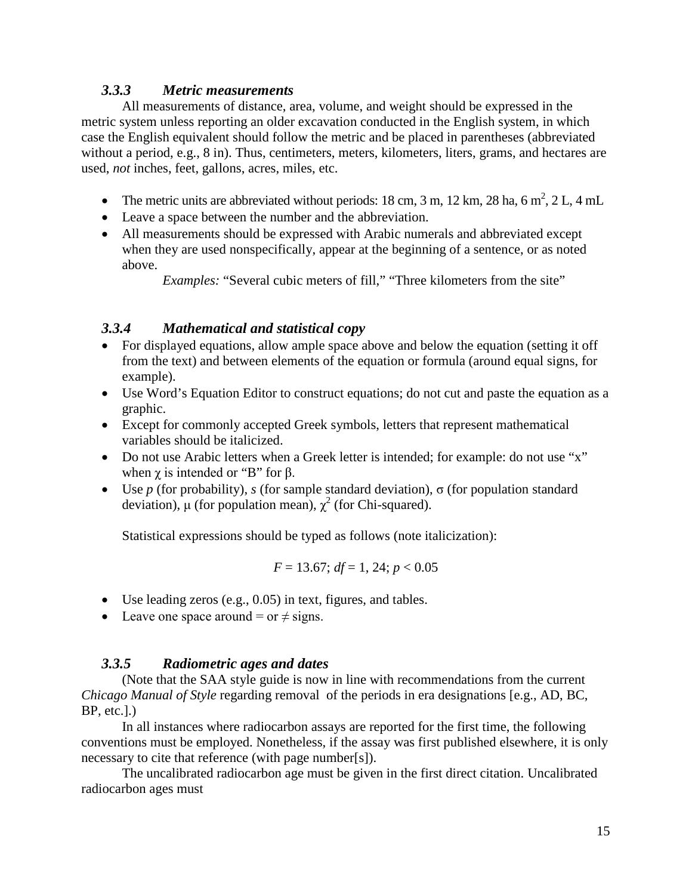### *3.3.3 Metric measurements*

All measurements of distance, area, volume, and weight should be expressed in the metric system unless reporting an older excavation conducted in the English system, in which case the English equivalent should follow the metric and be placed in parentheses (abbreviated without a period, e.g., 8 in). Thus, centimeters, meters, kilometers, liters, grams, and hectares are used, *not* inches, feet, gallons, acres, miles, etc.

- The metric units are abbreviated without periods: 18 cm, 3 m, 12 km, 28 ha, 6 $m^2$, 2 L, 4 mL
- Leave a space between the number and the abbreviation.
- All measurements should be expressed with Arabic numerals and abbreviated except when they are used nonspecifically, appear at the beginning of a sentence, or as noted above.

  *Examples:* "Several cubic meters of fill," "Three kilometers from the site"

### *3.3.4 Mathematical and statistical copy*

- For displayed equations, allow ample space above and below the equation (setting it off from the text) and between elements of the equation or formula (around equal signs, for example).
- Use Word's Equation Editor to construct equations; do not cut and paste the equation as a graphic.
- Except for commonly accepted Greek symbols, letters that represent mathematical variables should be italicized.
- Do not use Arabic letters when a Greek letter is intended; for example: do not use "x" when $\chi$ is intended or "B" for $\beta$.
- Use $p$ (for probability), $s$ (for sample standard deviation), $\sigma$ (for population standard deviation), $\mu$ (for population mean), $\chi^2$ (for Chi-squared).

  Statistical expressions should be typed as follows (note italicization):

$$F = 13.67;\ df = 1,\ 24;\ p < 0.05$$

- Use leading zeros (e.g., 0.05) in text, figures, and tables.
- Leave one space around = or ≠ signs.

### *3.3.5 Radiometric ages and dates*

(Note that the SAA style guide is now in line with recommendations from the current *Chicago Manual of Style* regarding removal of the periods in era designations [e.g., AD, BC, BP, etc.].)

In all instances where radiocarbon assays are reported for the first time, the following conventions must be employed. Nonetheless, if the assay was first published elsewhere, it is only necessary to cite that reference (with page number[s]).

The uncalibrated radiocarbon age must be given in the first direct citation. Uncalibrated radiocarbon ages must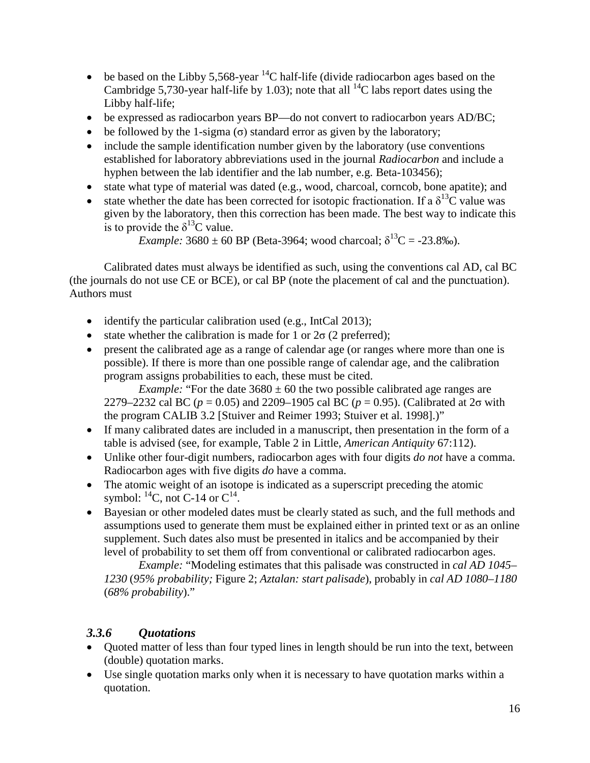- be based on the Libby 5,568-year $^{14}C$ half-life (divide radiocarbon ages based on the Cambridge 5,730-year half-life by 1.03); note that all $^{14}C$ labs report dates using the Libby half-life;
- be expressed as radiocarbon years BP—do not convert to radiocarbon years AD/BC;
- be followed by the 1-sigma ($\sigma$) standard error as given by the laboratory;
- include the sample identification number given by the laboratory (use conventions established for laboratory abbreviations used in the journal *Radiocarbon* and include a hyphen between the lab identifier and the lab number, e.g. Beta-103456);
- state what type of material was dated (e.g., wood, charcoal, corncob, bone apatite); and
- state whether the date has been corrected for isotopic fractionation. If a $\delta^{13}C$ value was given by the laboratory, then this correction has been made. The best way to indicate this is to provide the $\delta^{13}C$ value.

  *Example:* 3680 ± 60 BP (Beta-3964; wood charcoal; $\delta^{13}C$ = -23.8‰).

Calibrated dates must always be identified as such, using the conventions cal AD, cal BC (the journals do not use CE or BCE), or cal BP (note the placement of cal and the punctuation). Authors must

- identify the particular calibration used (e.g., IntCal 2013);
- state whether the calibration is made for 1 or $2\sigma$ (2 preferred);
- present the calibrated age as a range of calendar age (or ranges where more than one is possible). If there is more than one possible range of calendar age, and the calibration program assigns probabilities to each, these must be cited.

  *Example:* "For the date 3680 ± 60 the two possible calibrated age ranges are 2279–2232 cal BC ($p$ = 0.05) and 2209–1905 cal BC ($p$ = 0.95). (Calibrated at $2\sigma$ with the program CALIB 3.2 [Stuiver and Reimer 1993; Stuiver et al. 1998].)"
- If many calibrated dates are included in a manuscript, then presentation in the form of a table is advised (see, for example, Table 2 in Little, *American Antiquity* 67:112).
- Unlike other four-digit numbers, radiocarbon ages with four digits *do not* have a comma. Radiocarbon ages with five digits *do* have a comma.
- The atomic weight of an isotope is indicated as a superscript preceding the atomic symbol: $^{14}C$, not C-14 or $C^{14}$.
- Bayesian or other modeled dates must be clearly stated as such, and the full methods and assumptions used to generate them must be explained either in printed text or as an online supplement. Such dates also must be presented in italics and be accompanied by their level of probability to set them off from conventional or calibrated radiocarbon ages.

  *Example:* "Modeling estimates that this palisade was constructed in *cal AD 1045–1230* (*95% probability;* Figure 2; *Aztalan: start palisade*), probably in *cal AD 1080–1180* (*68% probability*)."

### *3.3.6 Quotations*

- Quoted matter of less than four typed lines in length should be run into the text, between (double) quotation marks.
- Use single quotation marks only when it is necessary to have quotation marks within a quotation.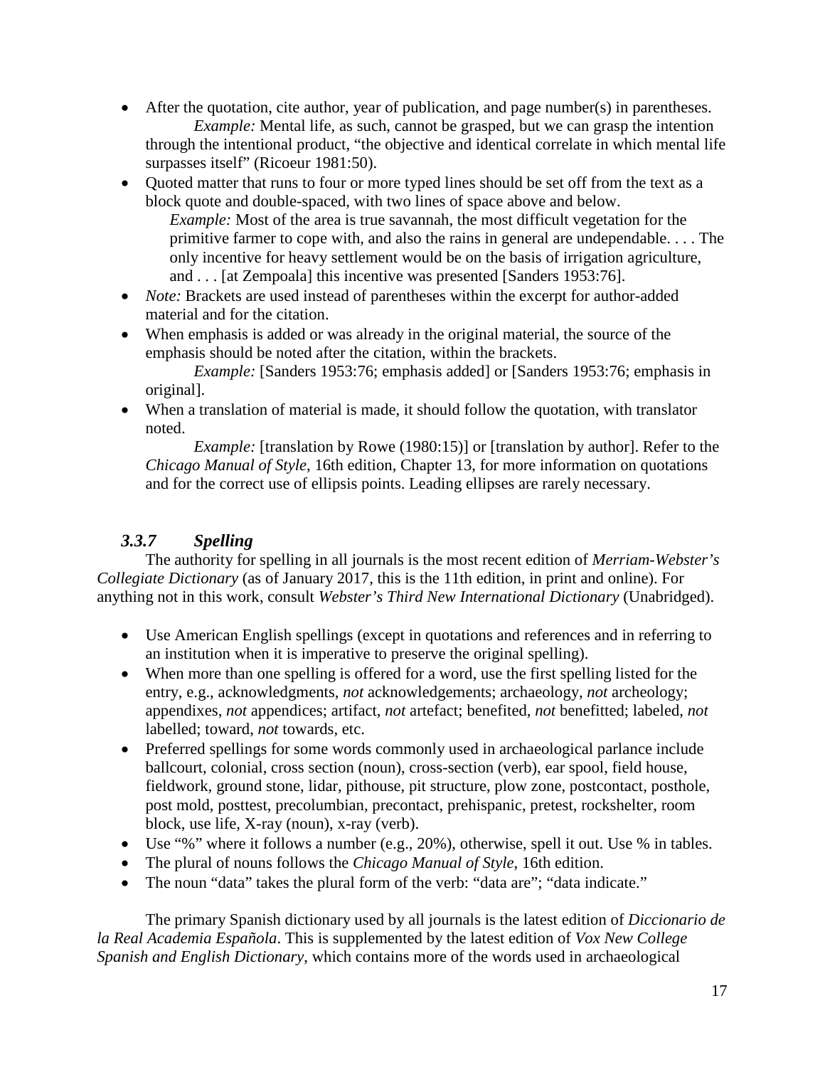- After the quotation, cite author, year of publication, and page number(s) in parentheses.

  *Example:* Mental life, as such, cannot be grasped, but we can grasp the intention through the intentional product, "the objective and identical correlate in which mental life surpasses itself" (Ricoeur 1981:50).
- Quoted matter that runs to four or more typed lines should be set off from the text as a block quote and double-spaced, with two lines of space above and below.

  > *Example:* Most of the area is true savannah, the most difficult vegetation for the primitive farmer to cope with, and also the rains in general are undependable. . . . The only incentive for heavy settlement would be on the basis of irrigation agriculture, and . . . [at Zempoala] this incentive was presented [Sanders 1953:76].
- *Note:* Brackets are used instead of parentheses within the excerpt for author-added material and for the citation.
- When emphasis is added or was already in the original material, the source of the emphasis should be noted after the citation, within the brackets.

  *Example:* [Sanders 1953:76; emphasis added] or [Sanders 1953:76; emphasis in original].
- When a translation of material is made, it should follow the quotation, with translator noted.

  *Example:* [translation by Rowe (1980:15)] or [translation by author]. Refer to the *Chicago Manual of Style*, 16th edition, Chapter 13, for more information on quotations and for the correct use of ellipsis points. Leading ellipses are rarely necessary.

### *3.3.7 Spelling*

The authority for spelling in all journals is the most recent edition of *Merriam-Webster's Collegiate Dictionary* (as of January 2017, this is the 11th edition, in print and online). For anything not in this work, consult *Webster's Third New International Dictionary* (Unabridged).

- Use American English spellings (except in quotations and references and in referring to an institution when it is imperative to preserve the original spelling).
- When more than one spelling is offered for a word, use the first spelling listed for the entry, e.g., acknowledgments, *not* acknowledgements; archaeology, *not* archeology; appendixes, *not* appendices; artifact, *not* artefact; benefited, *not* benefitted; labeled, *not* labelled; toward, *not* towards, etc.
- Preferred spellings for some words commonly used in archaeological parlance include ballcourt, colonial, cross section (noun), cross-section (verb), ear spool, field house, fieldwork, ground stone, lidar, pithouse, pit structure, plow zone, postcontact, posthole, post mold, posttest, precolumbian, precontact, prehispanic, pretest, rockshelter, room block, use life, X-ray (noun), x-ray (verb).
- Use "%" where it follows a number (e.g., 20%), otherwise, spell it out. Use % in tables.
- The plural of nouns follows the *Chicago Manual of Style*, 16th edition.
- The noun "data" takes the plural form of the verb: "data are"; "data indicate."

The primary Spanish dictionary used by all journals is the latest edition of *Diccionario de la Real Academia Española*. This is supplemented by the latest edition of *Vox New College Spanish and English Dictionary*, which contains more of the words used in archaeological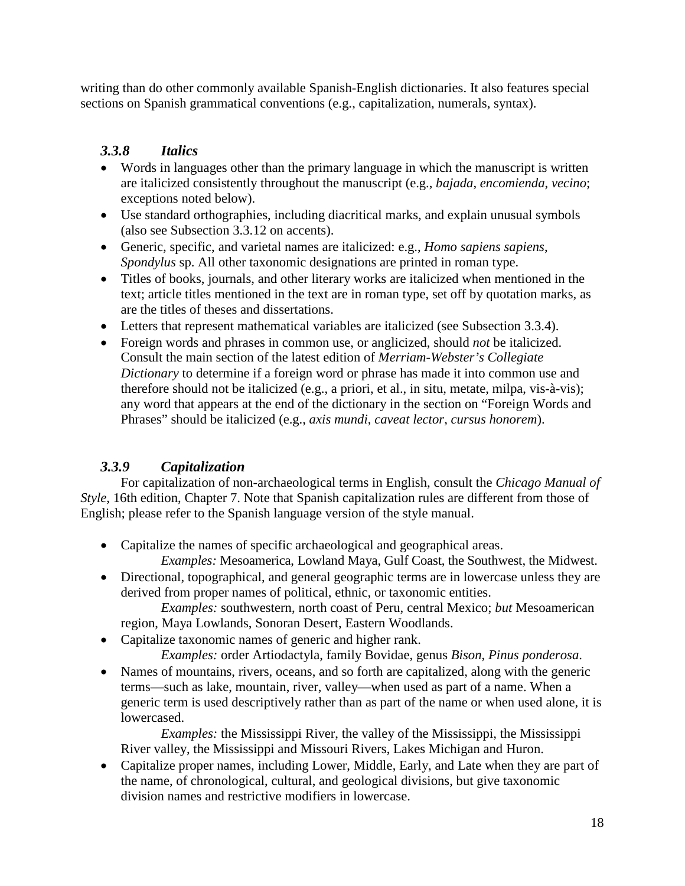writing than do other commonly available Spanish-English dictionaries. It also features special sections on Spanish grammatical conventions (e.g., capitalization, numerals, syntax).

### *3.3.8 Italics*

- Words in languages other than the primary language in which the manuscript is written are italicized consistently throughout the manuscript (e.g., *bajada*, *encomienda*, *vecino*; exceptions noted below).
- Use standard orthographies, including diacritical marks, and explain unusual symbols (also see Subsection 3.3.12 on accents).
- Generic, specific, and varietal names are italicized: e.g., *Homo sapiens sapiens*, *Spondylus* sp. All other taxonomic designations are printed in roman type.
- Titles of books, journals, and other literary works are italicized when mentioned in the text; article titles mentioned in the text are in roman type, set off by quotation marks, as are the titles of theses and dissertations.
- Letters that represent mathematical variables are italicized (see Subsection 3.3.4).
- Foreign words and phrases in common use, or anglicized, should *not* be italicized. Consult the main section of the latest edition of *Merriam-Webster's Collegiate Dictionary* to determine if a foreign word or phrase has made it into common use and therefore should not be italicized (e.g., a priori, et al., in situ, metate, milpa, vis-à-vis); any word that appears at the end of the dictionary in the section on "Foreign Words and Phrases" should be italicized (e.g., *axis mundi*, *caveat lector*, *cursus honorem*).

### *3.3.9 Capitalization*

For capitalization of non-archaeological terms in English, consult the *Chicago Manual of Style*, 16th edition, Chapter 7. Note that Spanish capitalization rules are different from those of English; please refer to the Spanish language version of the style manual.

- Capitalize the names of specific archaeological and geographical areas.
  *Examples:* Mesoamerica, Lowland Maya, Gulf Coast, the Southwest, the Midwest.
- Directional, topographical, and general geographic terms are in lowercase unless they are derived from proper names of political, ethnic, or taxonomic entities.
  *Examples:* southwestern, north coast of Peru, central Mexico; *but* Mesoamerican region, Maya Lowlands, Sonoran Desert, Eastern Woodlands.
- Capitalize taxonomic names of generic and higher rank.
  *Examples:* order Artiodactyla, family Bovidae, genus *Bison*, *Pinus ponderosa*.
- Names of mountains, rivers, oceans, and so forth are capitalized, along with the generic terms—such as lake, mountain, river, valley—when used as part of a name. When a generic term is used descriptively rather than as part of the name or when used alone, it is lowercased.
  *Examples:* the Mississippi River, the valley of the Mississippi, the Mississippi River valley, the Mississippi and Missouri Rivers, Lakes Michigan and Huron.
- Capitalize proper names, including Lower, Middle, Early, and Late when they are part of the name, of chronological, cultural, and geological divisions, but give taxonomic division names and restrictive modifiers in lowercase.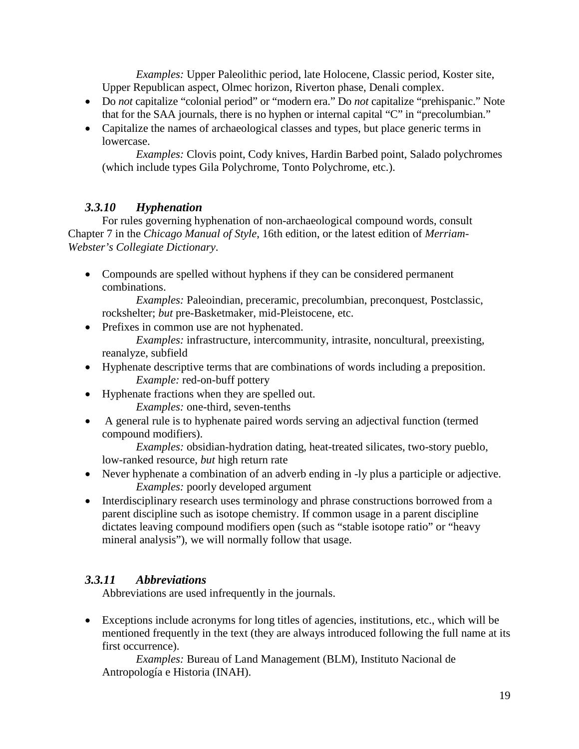*Examples:* Upper Paleolithic period, late Holocene, Classic period, Koster site, Upper Republican aspect, Olmec horizon, Riverton phase, Denali complex.

- Do *not* capitalize "colonial period" or "modern era." Do *not* capitalize "prehispanic." Note that for the SAA journals, there is no hyphen or internal capital "C" in "precolumbian."
- Capitalize the names of archaeological classes and types, but place generic terms in lowercase.

  *Examples:* Clovis point, Cody knives, Hardin Barbed point, Salado polychromes (which include types Gila Polychrome, Tonto Polychrome, etc.).

### *3.3.10 Hyphenation*

For rules governing hyphenation of non-archaeological compound words, consult Chapter 7 in the *Chicago Manual of Style*, 16th edition, or the latest edition of *Merriam-Webster's Collegiate Dictionary*.

- Compounds are spelled without hyphens if they can be considered permanent combinations.

  *Examples:* Paleoindian, preceramic, precolumbian, preconquest, Postclassic, rockshelter; *but* pre-Basketmaker, mid-Pleistocene, etc.
- Prefixes in common use are not hyphenated.

  *Examples:* infrastructure, intercommunity, intrasite, noncultural, preexisting, reanalyze, subfield
- Hyphenate descriptive terms that are combinations of words including a preposition.

  *Example:* red-on-buff pottery
- Hyphenate fractions when they are spelled out.

  *Examples:* one-third, seven-tenths
- A general rule is to hyphenate paired words serving an adjectival function (termed compound modifiers).

  *Examples:* obsidian-hydration dating, heat-treated silicates, two-story pueblo, low-ranked resource, *but* high return rate
- Never hyphenate a combination of an adverb ending in -ly plus a participle or adjective.

  *Examples:* poorly developed argument
- Interdisciplinary research uses terminology and phrase constructions borrowed from a parent discipline such as isotope chemistry. If common usage in a parent discipline dictates leaving compound modifiers open (such as "stable isotope ratio" or "heavy mineral analysis"), we will normally follow that usage.

### *3.3.11 Abbreviations*

Abbreviations are used infrequently in the journals.

- Exceptions include acronyms for long titles of agencies, institutions, etc., which will be mentioned frequently in the text (they are always introduced following the full name at its first occurrence).

  *Examples:* Bureau of Land Management (BLM), Instituto Nacional de Antropología e Historia (INAH).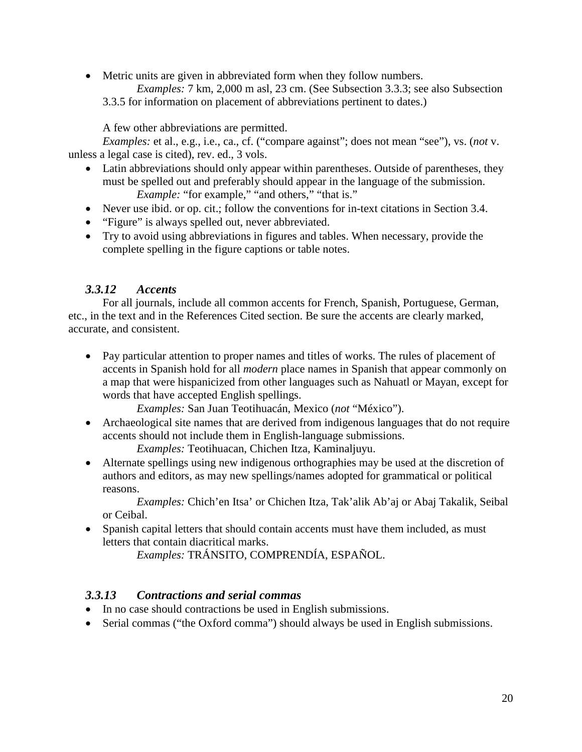- Metric units are given in abbreviated form when they follow numbers.

  *Examples:* 7 km, 2,000 m asl, 23 cm. (See Subsection 3.3.3; see also Subsection 3.3.5 for information on placement of abbreviations pertinent to dates.)

A few other abbreviations are permitted.

*Examples:* et al., e.g., i.e., ca., cf. ("compare against"; does not mean "see"), vs. (*not* v. unless a legal case is cited), rev. ed., 3 vols.

- Latin abbreviations should only appear within parentheses. Outside of parentheses, they must be spelled out and preferably should appear in the language of the submission.

  *Example:* "for example," "and others," "that is."
- Never use ibid. or op. cit.; follow the conventions for in-text citations in Section 3.4.
- "Figure" is always spelled out, never abbreviated.
- Try to avoid using abbreviations in figures and tables. When necessary, provide the complete spelling in the figure captions or table notes.

### *3.3.12 Accents*

For all journals, include all common accents for French, Spanish, Portuguese, German, etc., in the text and in the References Cited section. Be sure the accents are clearly marked, accurate, and consistent.

- Pay particular attention to proper names and titles of works. The rules of placement of accents in Spanish hold for all *modern* place names in Spanish that appear commonly on a map that were hispanicized from other languages such as Nahuatl or Mayan, except for words that have accepted English spellings.

  *Examples:* San Juan Teotihuacán, Mexico (*not* "México").
- Archaeological site names that are derived from indigenous languages that do not require accents should not include them in English-language submissions.

  *Examples:* Teotihuacan, Chichen Itza, Kaminaljuyu.
- Alternate spellings using new indigenous orthographies may be used at the discretion of authors and editors, as may new spellings/names adopted for grammatical or political reasons.

  *Examples:* Chich'en Itsa' or Chichen Itza, Tak'alik Ab'aj or Abaj Takalik, Seibal or Ceibal.
- Spanish capital letters that should contain accents must have them included, as must letters that contain diacritical marks.

  *Examples:* TRÁNSITO, COMPRENDÍA, ESPAÑOL.

### *3.3.13 Contractions and serial commas*

- In no case should contractions be used in English submissions.
- Serial commas ("the Oxford comma") should always be used in English submissions.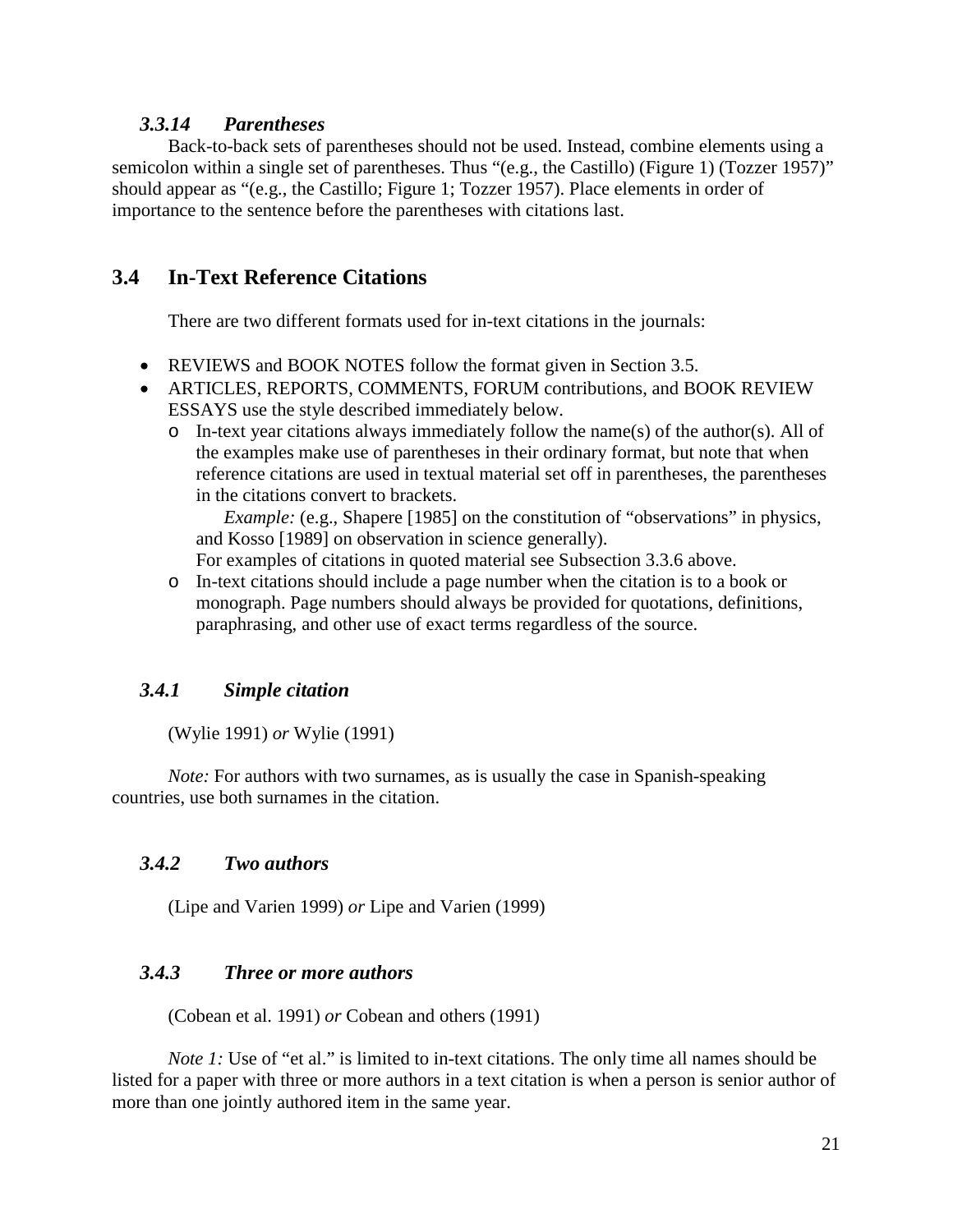### *3.3.14 Parentheses*

Back-to-back sets of parentheses should not be used. Instead, combine elements using a semicolon within a single set of parentheses. Thus "(e.g., the Castillo) (Figure 1) (Tozzer 1957)" should appear as "(e.g., the Castillo; Figure 1; Tozzer 1957). Place elements in order of importance to the sentence before the parentheses with citations last.

## 3.4 In-Text Reference Citations

There are two different formats used for in-text citations in the journals:

- REVIEWS and BOOK NOTES follow the format given in Section 3.5.
- ARTICLES, REPORTS, COMMENTS, FORUM contributions, and BOOK REVIEW ESSAYS use the style described immediately below.
  - In-text year citations always immediately follow the name(s) of the author(s). All of the examples make use of parentheses in their ordinary format, but note that when reference citations are used in textual material set off in parentheses, the parentheses in the citations convert to brackets.

    *Example:* (e.g., Shapere [1985] on the constitution of "observations" in physics, and Kosso [1989] on observation in science generally).

    For examples of citations in quoted material see Subsection 3.3.6 above.
  - In-text citations should include a page number when the citation is to a book or monograph. Page numbers should always be provided for quotations, definitions, paraphrasing, and other use of exact terms regardless of the source.

### *3.4.1 Simple citation*

(Wylie 1991) *or* Wylie (1991)

*Note:* For authors with two surnames, as is usually the case in Spanish-speaking countries, use both surnames in the citation.

### *3.4.2 Two authors*

(Lipe and Varien 1999) *or* Lipe and Varien (1999)

### *3.4.3 Three or more authors*

(Cobean et al. 1991) *or* Cobean and others (1991)

*Note 1:* Use of "et al." is limited to in-text citations. The only time all names should be listed for a paper with three or more authors in a text citation is when a person is senior author of more than one jointly authored item in the same year.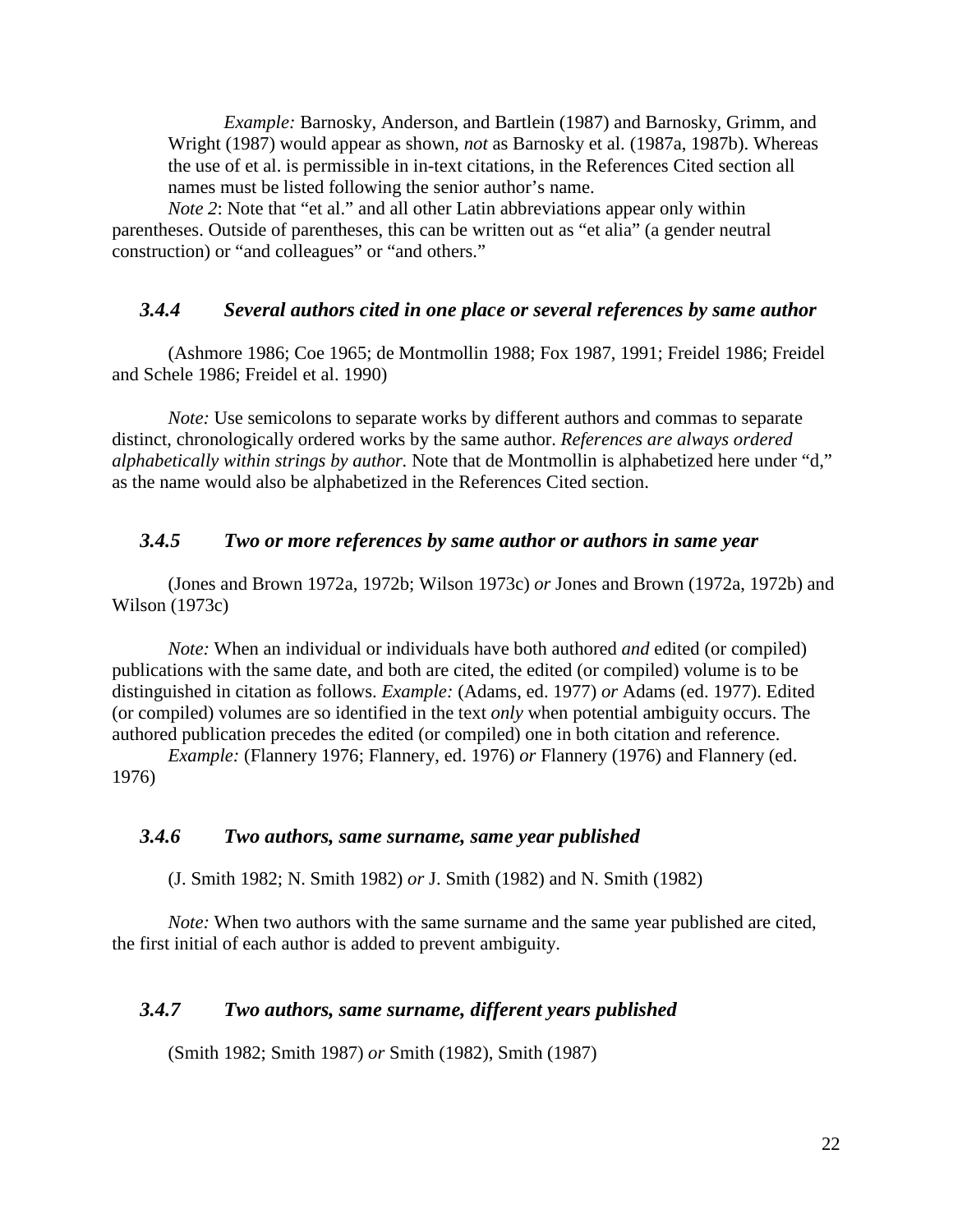*Example:* Barnosky, Anderson, and Bartlein (1987) and Barnosky, Grimm, and Wright (1987) would appear as shown, *not* as Barnosky et al. (1987a, 1987b). Whereas the use of et al. is permissible in in-text citations, in the References Cited section all names must be listed following the senior author's name.

*Note 2*: Note that "et al." and all other Latin abbreviations appear only within parentheses. Outside of parentheses, this can be written out as "et alia" (a gender neutral construction) or "and colleagues" or "and others."

### *3.4.4 Several authors cited in one place or several references by same author*

(Ashmore 1986; Coe 1965; de Montmollin 1988; Fox 1987, 1991; Freidel 1986; Freidel and Schele 1986; Freidel et al. 1990)

*Note:* Use semicolons to separate works by different authors and commas to separate distinct, chronologically ordered works by the same author. *References are always ordered alphabetically within strings by author.* Note that de Montmollin is alphabetized here under "d," as the name would also be alphabetized in the References Cited section.

### *3.4.5 Two or more references by same author or authors in same year*

(Jones and Brown 1972a, 1972b; Wilson 1973c) *or* Jones and Brown (1972a, 1972b) and Wilson (1973c)

*Note:* When an individual or individuals have both authored *and* edited (or compiled) publications with the same date, and both are cited, the edited (or compiled) volume is to be distinguished in citation as follows. *Example:* (Adams, ed. 1977) *or* Adams (ed. 1977). Edited (or compiled) volumes are so identified in the text *only* when potential ambiguity occurs. The authored publication precedes the edited (or compiled) one in both citation and reference.

*Example:* (Flannery 1976; Flannery, ed. 1976) *or* Flannery (1976) and Flannery (ed. 1976)

### *3.4.6 Two authors, same surname, same year published*

(J. Smith 1982; N. Smith 1982) *or* J. Smith (1982) and N. Smith (1982)

*Note:* When two authors with the same surname and the same year published are cited, the first initial of each author is added to prevent ambiguity.

### *3.4.7 Two authors, same surname, different years published*

(Smith 1982; Smith 1987) *or* Smith (1982), Smith (1987)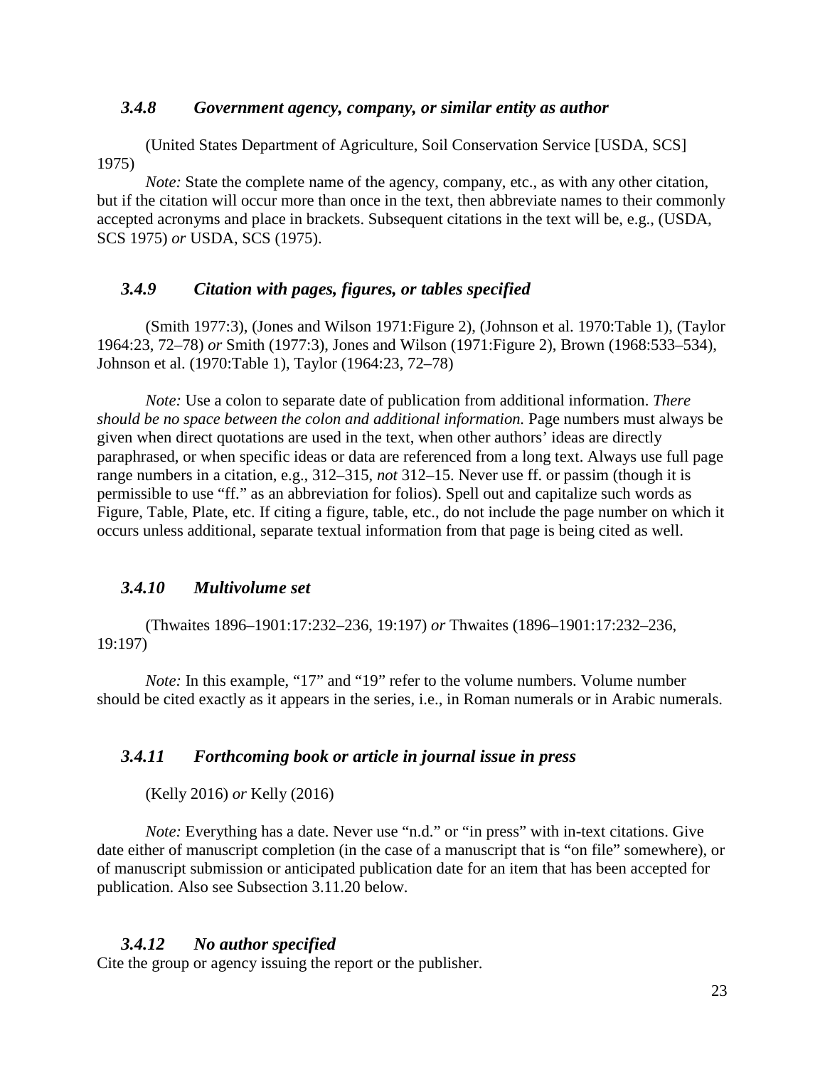### *3.4.8 Government agency, company, or similar entity as author*

(United States Department of Agriculture, Soil Conservation Service [USDA, SCS] 1975)

*Note:* State the complete name of the agency, company, etc., as with any other citation, but if the citation will occur more than once in the text, then abbreviate names to their commonly accepted acronyms and place in brackets. Subsequent citations in the text will be, e.g., (USDA, SCS 1975) *or* USDA, SCS (1975).

### *3.4.9 Citation with pages, figures, or tables specified*

(Smith 1977:3), (Jones and Wilson 1971:Figure 2), (Johnson et al. 1970:Table 1), (Taylor 1964:23, 72–78) *or* Smith (1977:3), Jones and Wilson (1971:Figure 2), Brown (1968:533–534), Johnson et al. (1970:Table 1), Taylor (1964:23, 72–78)

*Note:* Use a colon to separate date of publication from additional information. *There should be no space between the colon and additional information.* Page numbers must always be given when direct quotations are used in the text, when other authors' ideas are directly paraphrased, or when specific ideas or data are referenced from a long text. Always use full page range numbers in a citation, e.g., 312–315, *not* 312–15. Never use ff. or passim (though it is permissible to use "ff." as an abbreviation for folios). Spell out and capitalize such words as Figure, Table, Plate, etc. If citing a figure, table, etc., do not include the page number on which it occurs unless additional, separate textual information from that page is being cited as well.

### *3.4.10 Multivolume set*

(Thwaites 1896–1901:17:232–236, 19:197) *or* Thwaites (1896–1901:17:232–236, 19:197)

*Note:* In this example, "17" and "19" refer to the volume numbers. Volume number should be cited exactly as it appears in the series, i.e., in Roman numerals or in Arabic numerals.

### *3.4.11 Forthcoming book or article in journal issue in press*

(Kelly 2016) *or* Kelly (2016)

*Note:* Everything has a date. Never use "n.d." or "in press" with in-text citations. Give date either of manuscript completion (in the case of a manuscript that is "on file" somewhere), or of manuscript submission or anticipated publication date for an item that has been accepted for publication. Also see Subsection 3.11.20 below.

### *3.4.12 No author specified*

Cite the group or agency issuing the report or the publisher.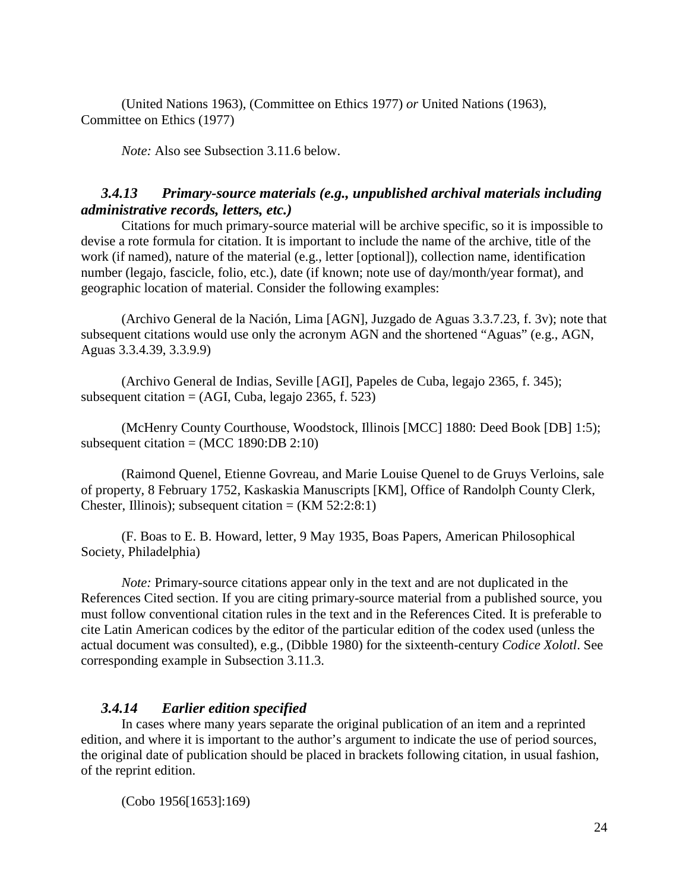(United Nations 1963), (Committee on Ethics 1977) *or* United Nations (1963), Committee on Ethics (1977)

*Note:* Also see Subsection 3.11.6 below.

### *3.4.13 Primary-source materials (e.g., unpublished archival materials including administrative records, letters, etc.)*

Citations for much primary-source material will be archive specific, so it is impossible to devise a rote formula for citation. It is important to include the name of the archive, title of the work (if named), nature of the material (e.g., letter [optional]), collection name, identification number (legajo, fascicle, folio, etc.), date (if known; note use of day/month/year format), and geographic location of material. Consider the following examples:

(Archivo General de la Nación, Lima [AGN], Juzgado de Aguas 3.3.7.23, f. 3v); note that subsequent citations would use only the acronym AGN and the shortened "Aguas" (e.g., AGN, Aguas 3.3.4.39, 3.3.9.9)

(Archivo General de Indias, Seville [AGI], Papeles de Cuba, legajo 2365, f. 345); subsequent citation = (AGI, Cuba, legajo 2365, f. 523)

(McHenry County Courthouse, Woodstock, Illinois [MCC] 1880: Deed Book [DB] 1:5); subsequent citation = (MCC 1890:DB 2:10)

(Raimond Quenel, Etienne Govreau, and Marie Louise Quenel to de Gruys Verloins, sale of property, 8 February 1752, Kaskaskia Manuscripts [KM], Office of Randolph County Clerk, Chester, Illinois); subsequent citation = (KM 52:2:8:1)

(F. Boas to E. B. Howard, letter, 9 May 1935, Boas Papers, American Philosophical Society, Philadelphia)

*Note:* Primary-source citations appear only in the text and are not duplicated in the References Cited section. If you are citing primary-source material from a published source, you must follow conventional citation rules in the text and in the References Cited. It is preferable to cite Latin American codices by the editor of the particular edition of the codex used (unless the actual document was consulted), e.g., (Dibble 1980) for the sixteenth-century *Codice Xolotl*. See corresponding example in Subsection 3.11.3.

### *3.4.14 Earlier edition specified*

In cases where many years separate the original publication of an item and a reprinted edition, and where it is important to the author's argument to indicate the use of period sources, the original date of publication should be placed in brackets following citation, in usual fashion, of the reprint edition.

(Cobo 1956[1653]:169)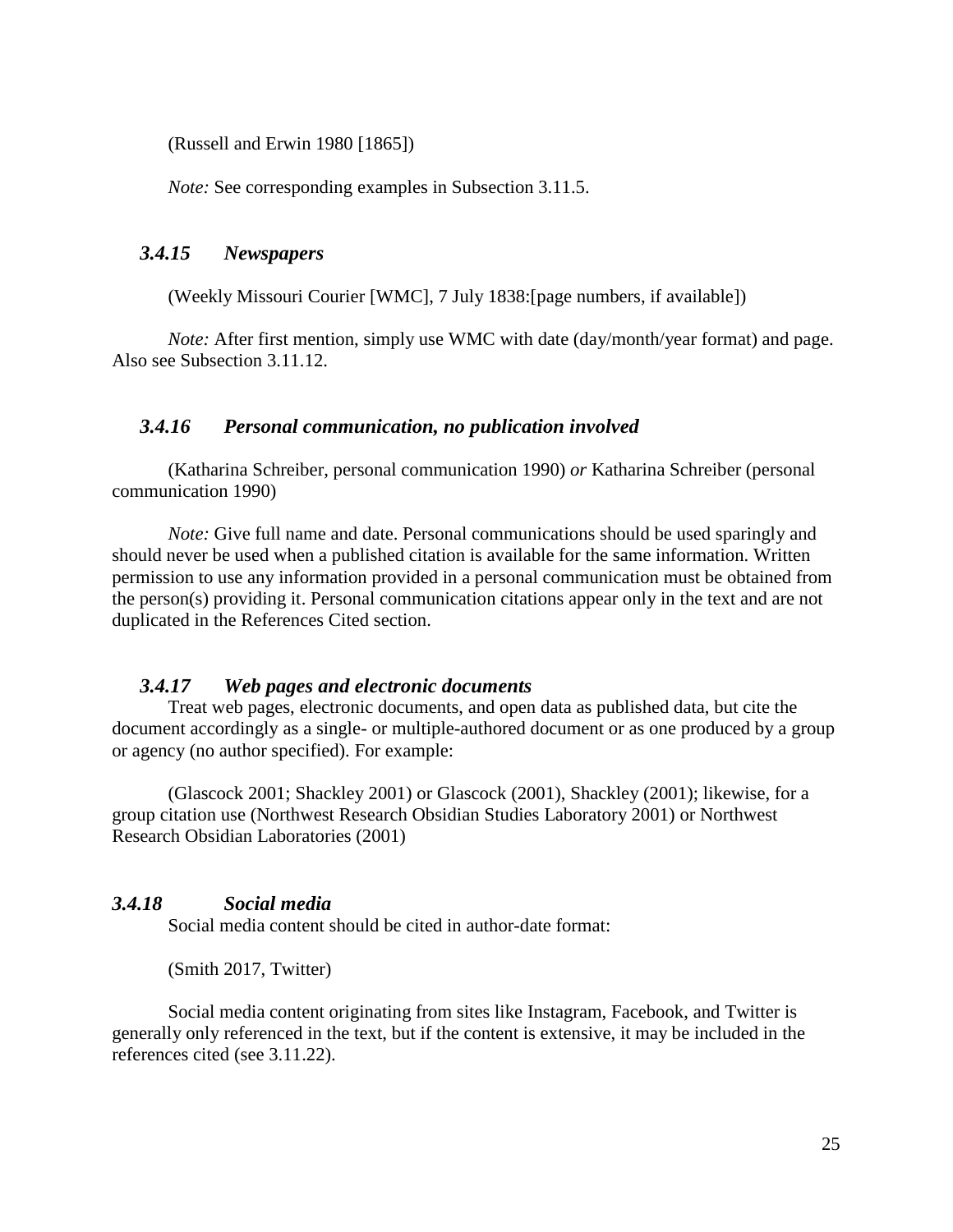(Russell and Erwin 1980 [1865])

*Note:* See corresponding examples in Subsection 3.11.5.

### *3.4.15 Newspapers*

(Weekly Missouri Courier [WMC], 7 July 1838:[page numbers, if available])

*Note:* After first mention, simply use WMC with date (day/month/year format) and page. Also see Subsection 3.11.12.

### *3.4.16 Personal communication, no publication involved*

(Katharina Schreiber, personal communication 1990) *or* Katharina Schreiber (personal communication 1990)

*Note:* Give full name and date. Personal communications should be used sparingly and should never be used when a published citation is available for the same information. Written permission to use any information provided in a personal communication must be obtained from the person(s) providing it. Personal communication citations appear only in the text and are not duplicated in the References Cited section.

### *3.4.17 Web pages and electronic documents*

Treat web pages, electronic documents, and open data as published data, but cite the document accordingly as a single- or multiple-authored document or as one produced by a group or agency (no author specified). For example:

(Glascock 2001; Shackley 2001) or Glascock (2001), Shackley (2001); likewise, for a group citation use (Northwest Research Obsidian Studies Laboratory 2001) or Northwest Research Obsidian Laboratories (2001)

### *3.4.18 Social media*

Social media content should be cited in author-date format:

(Smith 2017, Twitter)

Social media content originating from sites like Instagram, Facebook, and Twitter is generally only referenced in the text, but if the content is extensive, it may be included in the references cited (see 3.11.22).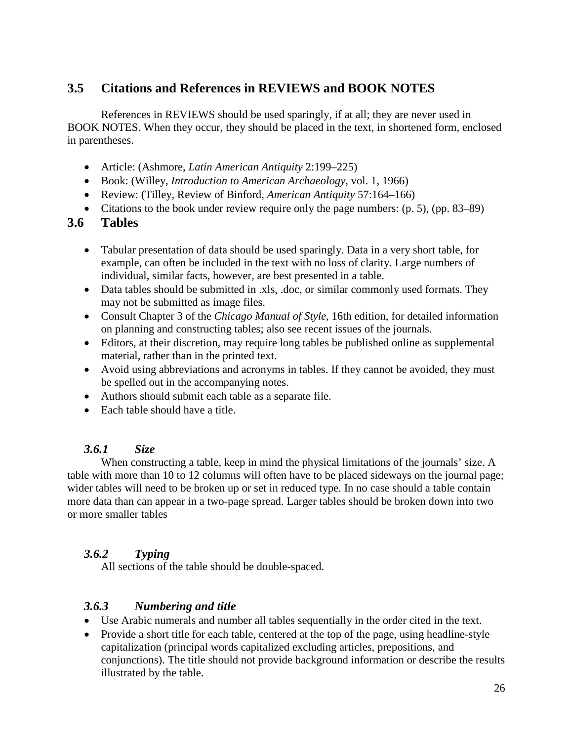## 3.5 Citations and References in REVIEWS and BOOK NOTES

References in REVIEWS should be used sparingly, if at all; they are never used in BOOK NOTES. When they occur, they should be placed in the text, in shortened form, enclosed in parentheses.

- Article: (Ashmore, *Latin American Antiquity* 2:199–225)
- Book: (Willey, *Introduction to American Archaeology*, vol. 1, 1966)
- Review: (Tilley, Review of Binford, *American Antiquity* 57:164–166)
- Citations to the book under review require only the page numbers: (p. 5), (pp. 83–89)

## 3.6 Tables

- Tabular presentation of data should be used sparingly. Data in a very short table, for example, can often be included in the text with no loss of clarity. Large numbers of individual, similar facts, however, are best presented in a table.
- Data tables should be submitted in .xls, .doc, or similar commonly used formats. They may not be submitted as image files.
- Consult Chapter 3 of the *Chicago Manual of Style*, 16th edition, for detailed information on planning and constructing tables; also see recent issues of the journals.
- Editors, at their discretion, may require long tables be published online as supplemental material, rather than in the printed text.
- Avoid using abbreviations and acronyms in tables. If they cannot be avoided, they must be spelled out in the accompanying notes.
- Authors should submit each table as a separate file.
- Each table should have a title.

### *3.6.1 Size*

When constructing a table, keep in mind the physical limitations of the journals' size. A table with more than 10 to 12 columns will often have to be placed sideways on the journal page; wider tables will need to be broken up or set in reduced type. In no case should a table contain more data than can appear in a two-page spread. Larger tables should be broken down into two or more smaller tables

### *3.6.2 Typing*

All sections of the table should be double-spaced.

### *3.6.3 Numbering and title*

- Use Arabic numerals and number all tables sequentially in the order cited in the text.
- Provide a short title for each table, centered at the top of the page, using headline-style capitalization (principal words capitalized excluding articles, prepositions, and conjunctions). The title should not provide background information or describe the results illustrated by the table.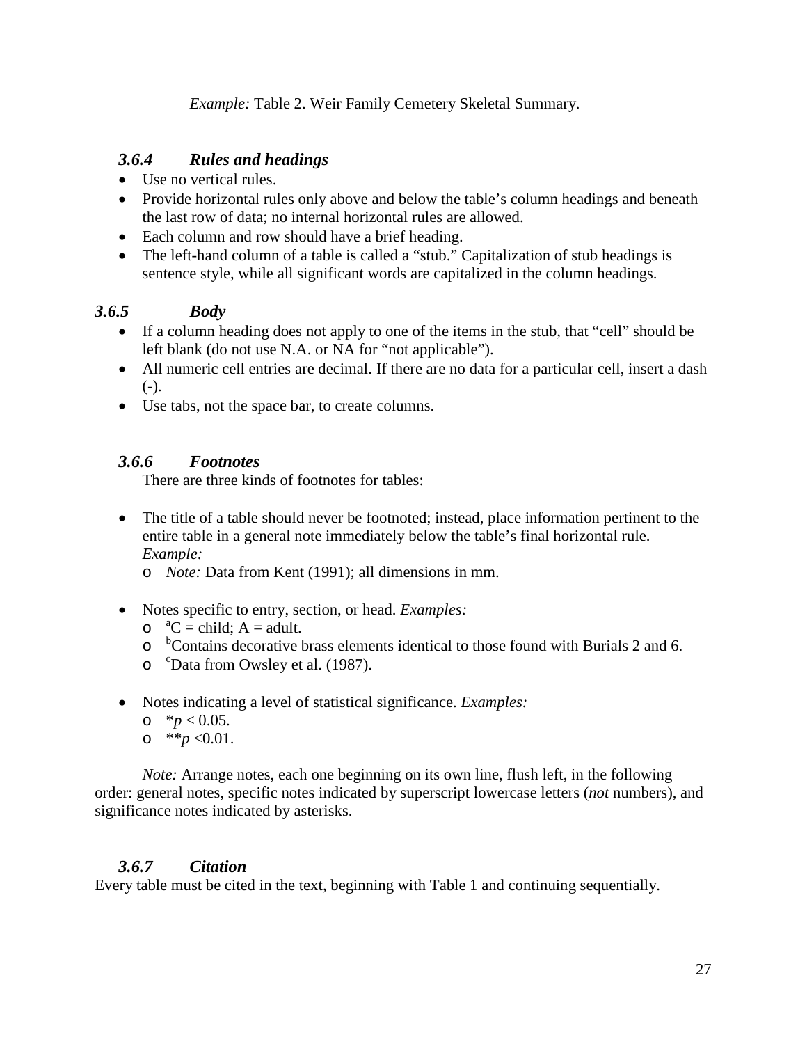*Example:* Table 2. Weir Family Cemetery Skeletal Summary.

### *3.6.4 Rules and headings*

- Use no vertical rules.
- Provide horizontal rules only above and below the table's column headings and beneath the last row of data; no internal horizontal rules are allowed.
- Each column and row should have a brief heading.
- The left-hand column of a table is called a "stub." Capitalization of stub headings is sentence style, while all significant words are capitalized in the column headings.

### *3.6.5 Body*

- If a column heading does not apply to one of the items in the stub, that "cell" should be left blank (do not use N.A. or NA for "not applicable").
- All numeric cell entries are decimal. If there are no data for a particular cell, insert a dash (-).
- Use tabs, not the space bar, to create columns.

### *3.6.6 Footnotes*

There are three kinds of footnotes for tables:

- The title of a table should never be footnoted; instead, place information pertinent to the entire table in a general note immediately below the table's final horizontal rule. *Example:*
  - *Note:* Data from Kent (1991); all dimensions in mm.

- Notes specific to entry, section, or head. *Examples:*
  - [a]C = child; A = adult.
  - [b]Contains decorative brass elements identical to those found with Burials 2 and 6.
  - [c]Data from Owsley et al. (1987).

- Notes indicating a level of statistical significance. *Examples:*
  - *$p < 0.05$.
  - **$p < 0.01$.

*Note:* Arrange notes, each one beginning on its own line, flush left, in the following order: general notes, specific notes indicated by superscript lowercase letters (*not* numbers), and significance notes indicated by asterisks.

### *3.6.7 Citation*

Every table must be cited in the text, beginning with Table 1 and continuing sequentially.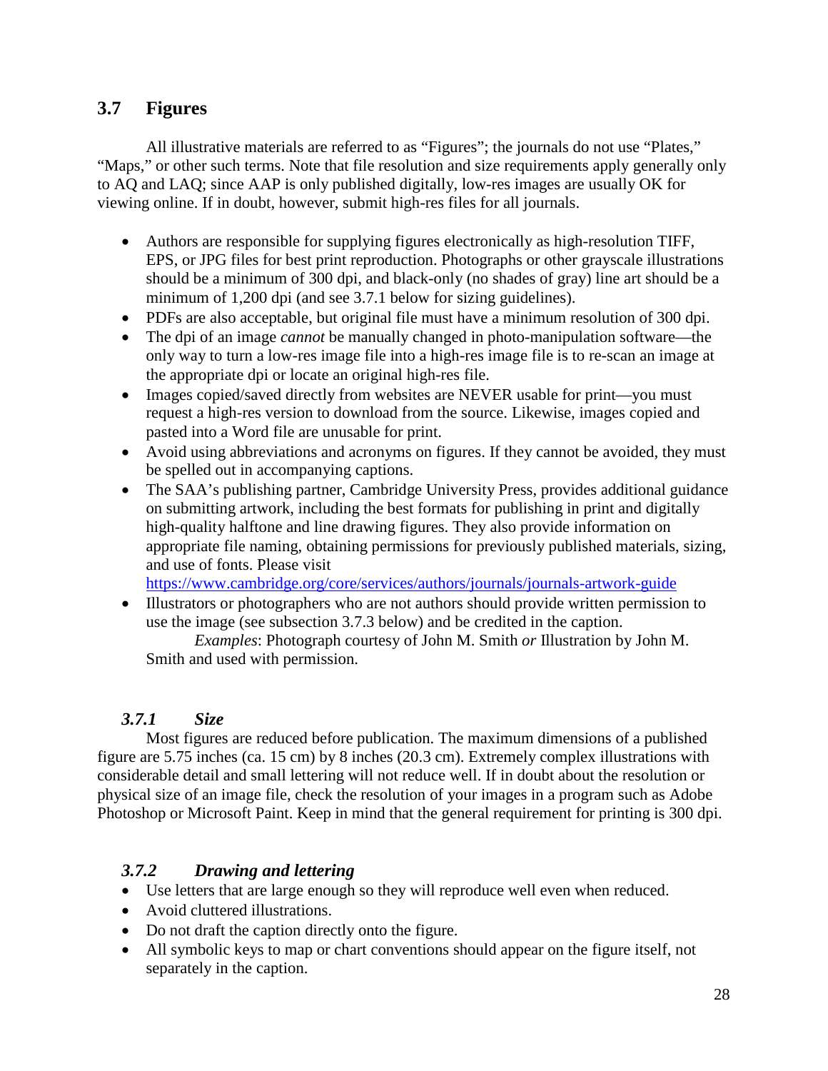## 3.7 Figures

All illustrative materials are referred to as "Figures"; the journals do not use "Plates," "Maps," or other such terms. Note that file resolution and size requirements apply generally only to AQ and LAQ; since AAP is only published digitally, low-res images are usually OK for viewing online. If in doubt, however, submit high-res files for all journals.

- Authors are responsible for supplying figures electronically as high-resolution TIFF, EPS, or JPG files for best print reproduction. Photographs or other grayscale illustrations should be a minimum of 300 dpi, and black-only (no shades of gray) line art should be a minimum of 1,200 dpi (and see 3.7.1 below for sizing guidelines).
- PDFs are also acceptable, but original file must have a minimum resolution of 300 dpi.
- The dpi of an image *cannot* be manually changed in photo-manipulation software—the only way to turn a low-res image file into a high-res image file is to re-scan an image at the appropriate dpi or locate an original high-res file.
- Images copied/saved directly from websites are NEVER usable for print—you must request a high-res version to download from the source. Likewise, images copied and pasted into a Word file are unusable for print.
- Avoid using abbreviations and acronyms on figures. If they cannot be avoided, they must be spelled out in accompanying captions.
- The SAA's publishing partner, Cambridge University Press, provides additional guidance on submitting artwork, including the best formats for publishing in print and digitally high-quality halftone and line drawing figures. They also provide information on appropriate file naming, obtaining permissions for previously published materials, sizing, and use of fonts. Please visit https://www.cambridge.org/core/services/authors/journals/journals-artwork-guide
- Illustrators or photographers who are not authors should provide written permission to use the image (see subsection 3.7.3 below) and be credited in the caption.
  *Examples*: Photograph courtesy of John M. Smith *or* Illustration by John M. Smith and used with permission.

### *3.7.1 Size*

Most figures are reduced before publication. The maximum dimensions of a published figure are 5.75 inches (ca. 15 cm) by 8 inches (20.3 cm). Extremely complex illustrations with considerable detail and small lettering will not reduce well. If in doubt about the resolution or physical size of an image file, check the resolution of your images in a program such as Adobe Photoshop or Microsoft Paint. Keep in mind that the general requirement for printing is 300 dpi.

### *3.7.2 Drawing and lettering*

- Use letters that are large enough so they will reproduce well even when reduced.
- Avoid cluttered illustrations.
- Do not draft the caption directly onto the figure.
- All symbolic keys to map or chart conventions should appear on the figure itself, not separately in the caption.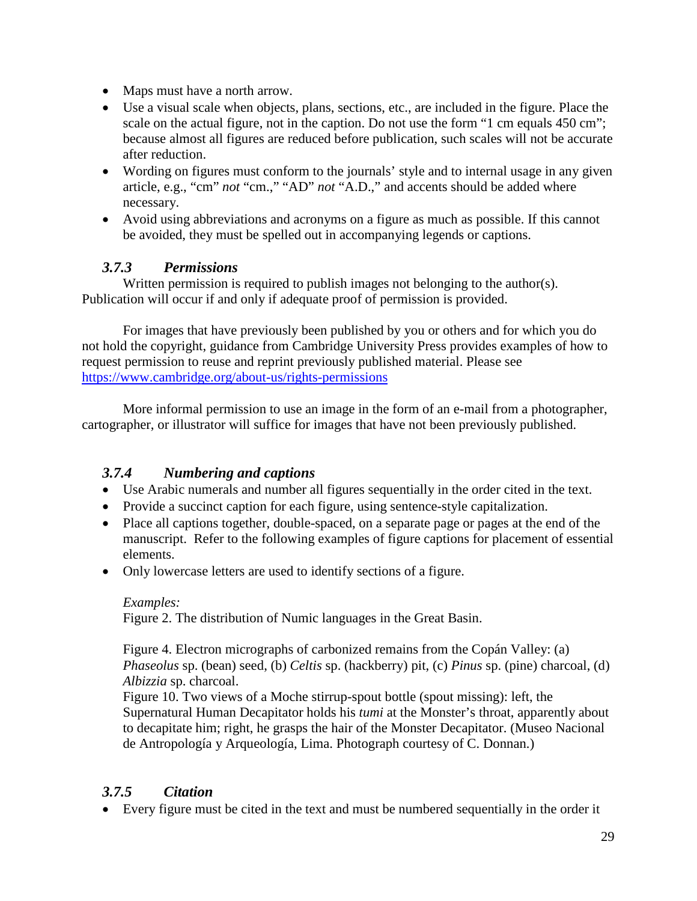- Maps must have a north arrow.
- Use a visual scale when objects, plans, sections, etc., are included in the figure. Place the scale on the actual figure, not in the caption. Do not use the form "1 cm equals 450 cm"; because almost all figures are reduced before publication, such scales will not be accurate after reduction.
- Wording on figures must conform to the journals' style and to internal usage in any given article, e.g., "cm" *not* "cm.," "AD" *not* "A.D.," and accents should be added where necessary.
- Avoid using abbreviations and acronyms on a figure as much as possible. If this cannot be avoided, they must be spelled out in accompanying legends or captions.

### *3.7.3 Permissions*

Written permission is required to publish images not belonging to the author(s). Publication will occur if and only if adequate proof of permission is provided.

For images that have previously been published by you or others and for which you do not hold the copyright, guidance from Cambridge University Press provides examples of how to request permission to reuse and reprint previously published material. Please see https://www.cambridge.org/about-us/rights-permissions

More informal permission to use an image in the form of an e-mail from a photographer, cartographer, or illustrator will suffice for images that have not been previously published.

### *3.7.4 Numbering and captions*

- Use Arabic numerals and number all figures sequentially in the order cited in the text.
- Provide a succinct caption for each figure, using sentence-style capitalization.
- Place all captions together, double-spaced, on a separate page or pages at the end of the manuscript. Refer to the following examples of figure captions for placement of essential elements.
- Only lowercase letters are used to identify sections of a figure.

*Examples:*

Figure 2. The distribution of Numic languages in the Great Basin.

Figure 4. Electron micrographs of carbonized remains from the Copán Valley: (a) *Phaseolus* sp. (bean) seed, (b) *Celtis* sp. (hackberry) pit, (c) *Pinus* sp. (pine) charcoal, (d) *Albizzia* sp. charcoal.

Figure 10. Two views of a Moche stirrup-spout bottle (spout missing): left, the Supernatural Human Decapitator holds his *tumi* at the Monster's throat, apparently about to decapitate him; right, he grasps the hair of the Monster Decapitator. (Museo Nacional de Antropología y Arqueología, Lima. Photograph courtesy of C. Donnan.)

### *3.7.5 Citation*

- Every figure must be cited in the text and must be numbered sequentially in the order it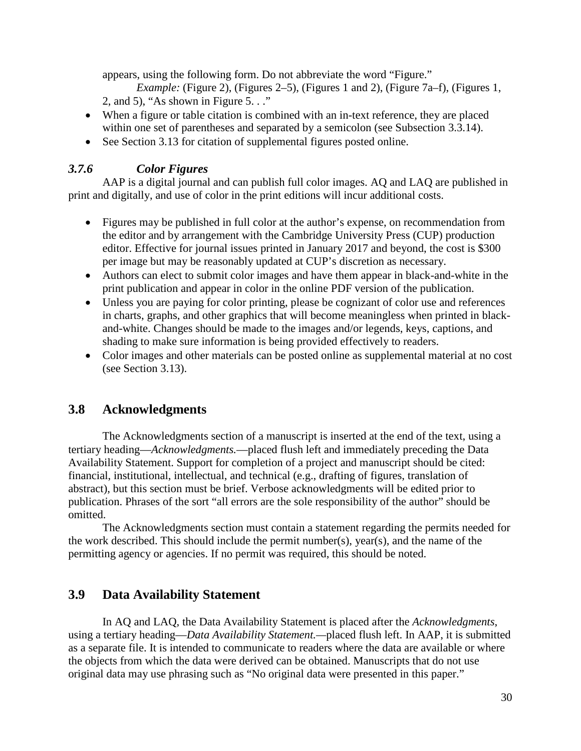appears, using the following form. Do not abbreviate the word "Figure."

*Example:* (Figure 2), (Figures 2–5), (Figures 1 and 2), (Figure 7a–f), (Figures 1, 2, and 5), "As shown in Figure 5. . ."

- When a figure or table citation is combined with an in-text reference, they are placed within one set of parentheses and separated by a semicolon (see Subsection 3.3.14).
- See Section 3.13 for citation of supplemental figures posted online.

### *3.7.6 Color Figures*

AAP is a digital journal and can publish full color images. AQ and LAQ are published in print and digitally, and use of color in the print editions will incur additional costs.

- Figures may be published in full color at the author's expense, on recommendation from the editor and by arrangement with the Cambridge University Press (CUP) production editor. Effective for journal issues printed in January 2017 and beyond, the cost is $300 per image but may be reasonably updated at CUP's discretion as necessary.
- Authors can elect to submit color images and have them appear in black-and-white in the print publication and appear in color in the online PDF version of the publication.
- Unless you are paying for color printing, please be cognizant of color use and references in charts, graphs, and other graphics that will become meaningless when printed in black-and-white. Changes should be made to the images and/or legends, keys, captions, and shading to make sure information is being provided effectively to readers.
- Color images and other materials can be posted online as supplemental material at no cost (see Section 3.13).

## 3.8 Acknowledgments

The Acknowledgments section of a manuscript is inserted at the end of the text, using a tertiary heading—*Acknowledgments.*—placed flush left and immediately preceding the Data Availability Statement. Support for completion of a project and manuscript should be cited: financial, institutional, intellectual, and technical (e.g., drafting of figures, translation of abstract), but this section must be brief. Verbose acknowledgments will be edited prior to publication. Phrases of the sort "all errors are the sole responsibility of the author" should be omitted.

The Acknowledgments section must contain a statement regarding the permits needed for the work described. This should include the permit number(s), year(s), and the name of the permitting agency or agencies. If no permit was required, this should be noted.

## 3.9 Data Availability Statement

In AQ and LAQ, the Data Availability Statement is placed after the *Acknowledgments*, using a tertiary heading—*Data Availability Statement.*—placed flush left. In AAP, it is submitted as a separate file. It is intended to communicate to readers where the data are available or where the objects from which the data were derived can be obtained. Manuscripts that do not use original data may use phrasing such as "No original data were presented in this paper."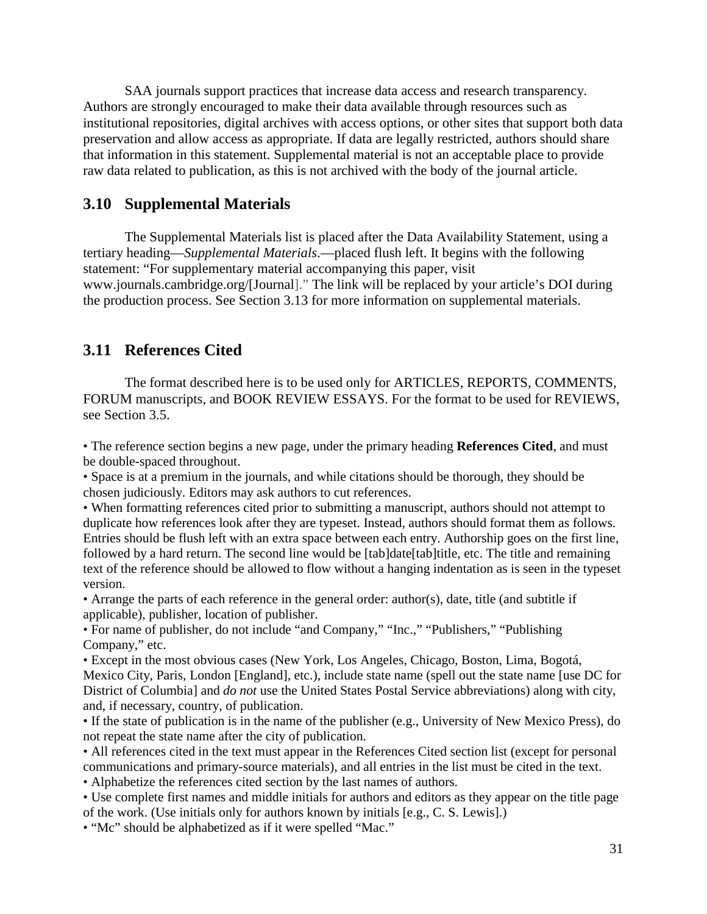SAA journals support practices that increase data access and research transparency. Authors are strongly encouraged to make their data available through resources such as institutional repositories, digital archives with access options, or other sites that support both data preservation and allow access as appropriate. If data are legally restricted, authors should share that information in this statement. Supplemental material is not an acceptable place to provide raw data related to publication, as this is not archived with the body of the journal article.

## 3.10 Supplemental Materials

The Supplemental Materials list is placed after the Data Availability Statement, using a tertiary heading—*Supplemental Materials*.—placed flush left. It begins with the following statement: "For supplementary material accompanying this paper, visit www.journals.cambridge.org/[Journal]." The link will be replaced by your article's DOI during the production process. See Section 3.13 for more information on supplemental materials.

## 3.11 References Cited

The format described here is to be used only for ARTICLES, REPORTS, COMMENTS, FORUM manuscripts, and BOOK REVIEW ESSAYS. For the format to be used for REVIEWS, see Section 3.5.

- The reference section begins a new page, under the primary heading **References Cited**, and must be double-spaced throughout.
- Space is at a premium in the journals, and while citations should be thorough, they should be chosen judiciously. Editors may ask authors to cut references.
- When formatting references cited prior to submitting a manuscript, authors should not attempt to duplicate how references look after they are typeset. Instead, authors should format them as follows. Entries should be flush left with an extra space between each entry. Authorship goes on the first line, followed by a hard return. The second line would be [tab]date[tab]title, etc. The title and remaining text of the reference should be allowed to flow without a hanging indentation as is seen in the typeset version.
- Arrange the parts of each reference in the general order: author(s), date, title (and subtitle if applicable), publisher, location of publisher.
- For name of publisher, do not include "and Company," "Inc.," "Publishers," "Publishing Company," etc.
- Except in the most obvious cases (New York, Los Angeles, Chicago, Boston, Lima, Bogotá, Mexico City, Paris, London [England], etc.), include state name (spell out the state name [use DC for District of Columbia] and *do not* use the United States Postal Service abbreviations) along with city, and, if necessary, country, of publication.
- If the state of publication is in the name of the publisher (e.g., University of New Mexico Press), do not repeat the state name after the city of publication.
- All references cited in the text must appear in the References Cited section list (except for personal communications and primary-source materials), and all entries in the list must be cited in the text.
- Alphabetize the references cited section by the last names of authors.
- Use complete first names and middle initials for authors and editors as they appear on the title page of the work. (Use initials only for authors known by initials [e.g., C. S. Lewis].)
- "Mc" should be alphabetized as if it were spelled "Mac."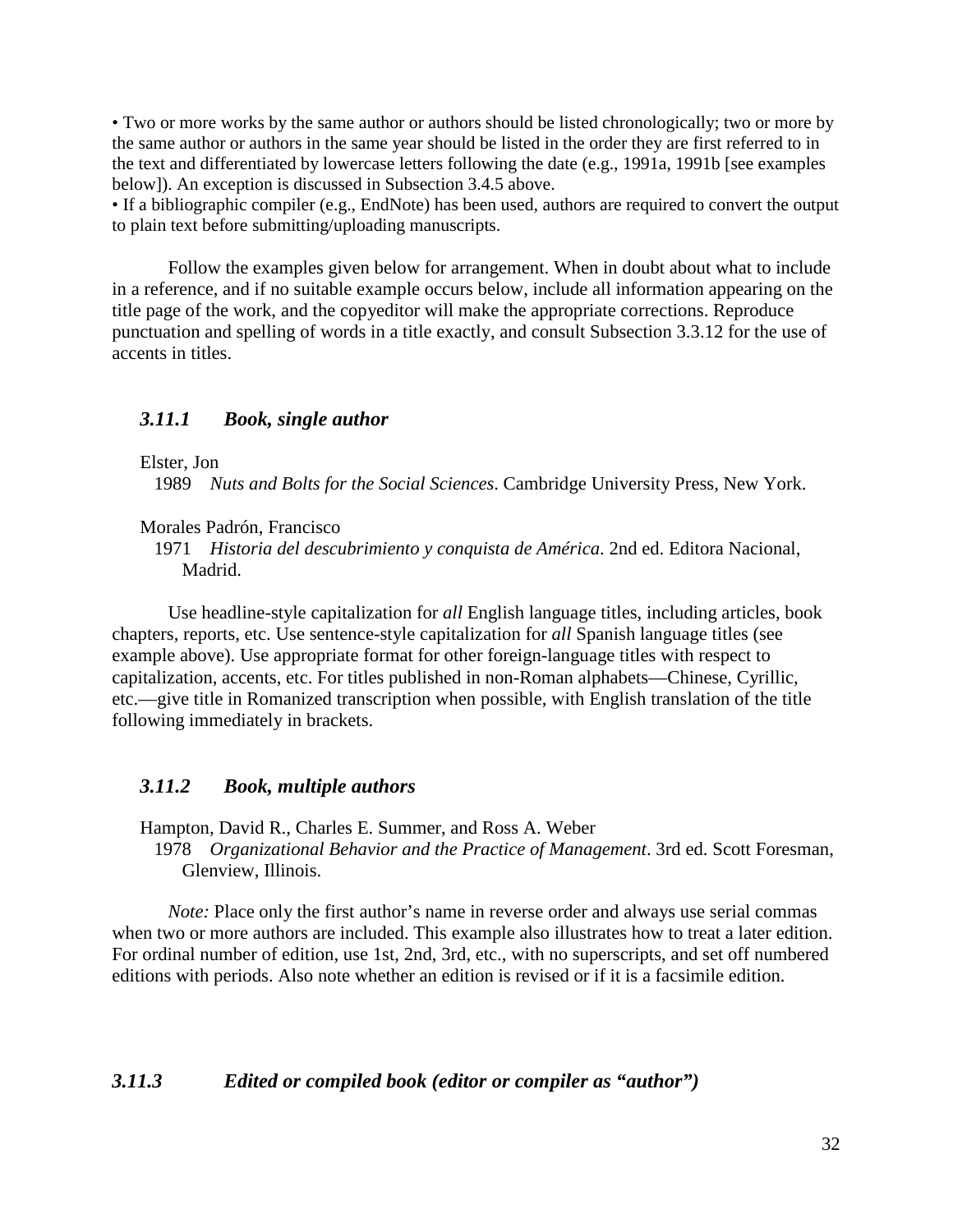• Two or more works by the same author or authors should be listed chronologically; two or more by the same author or authors in the same year should be listed in the order they are first referred to in the text and differentiated by lowercase letters following the date (e.g., 1991a, 1991b [see examples below]). An exception is discussed in Subsection 3.4.5 above.
• If a bibliographic compiler (e.g., EndNote) has been used, authors are required to convert the output to plain text before submitting/uploading manuscripts.

Follow the examples given below for arrangement. When in doubt about what to include in a reference, and if no suitable example occurs below, include all information appearing on the title page of the work, and the copyeditor will make the appropriate corrections. Reproduce punctuation and spelling of words in a title exactly, and consult Subsection 3.3.12 for the use of accents in titles.

### *3.11.1 Book, single author*

Elster, Jon
1989 *Nuts and Bolts for the Social Sciences*. Cambridge University Press, New York.

Morales Padrón, Francisco
1971 *Historia del descubrimiento y conquista de América*. 2nd ed. Editora Nacional, Madrid.

Use headline-style capitalization for *all* English language titles, including articles, book chapters, reports, etc. Use sentence-style capitalization for *all* Spanish language titles (see example above). Use appropriate format for other foreign-language titles with respect to capitalization, accents, etc. For titles published in non-Roman alphabets—Chinese, Cyrillic, etc.—give title in Romanized transcription when possible, with English translation of the title following immediately in brackets.

### *3.11.2 Book, multiple authors*

Hampton, David R., Charles E. Summer, and Ross A. Weber
1978 *Organizational Behavior and the Practice of Management*. 3rd ed. Scott Foresman, Glenview, Illinois.

*Note:* Place only the first author's name in reverse order and always use serial commas when two or more authors are included. This example also illustrates how to treat a later edition. For ordinal number of edition, use 1st, 2nd, 3rd, etc., with no superscripts, and set off numbered editions with periods. Also note whether an edition is revised or if it is a facsimile edition.

### *3.11.3 Edited or compiled book (editor or compiler as "author")*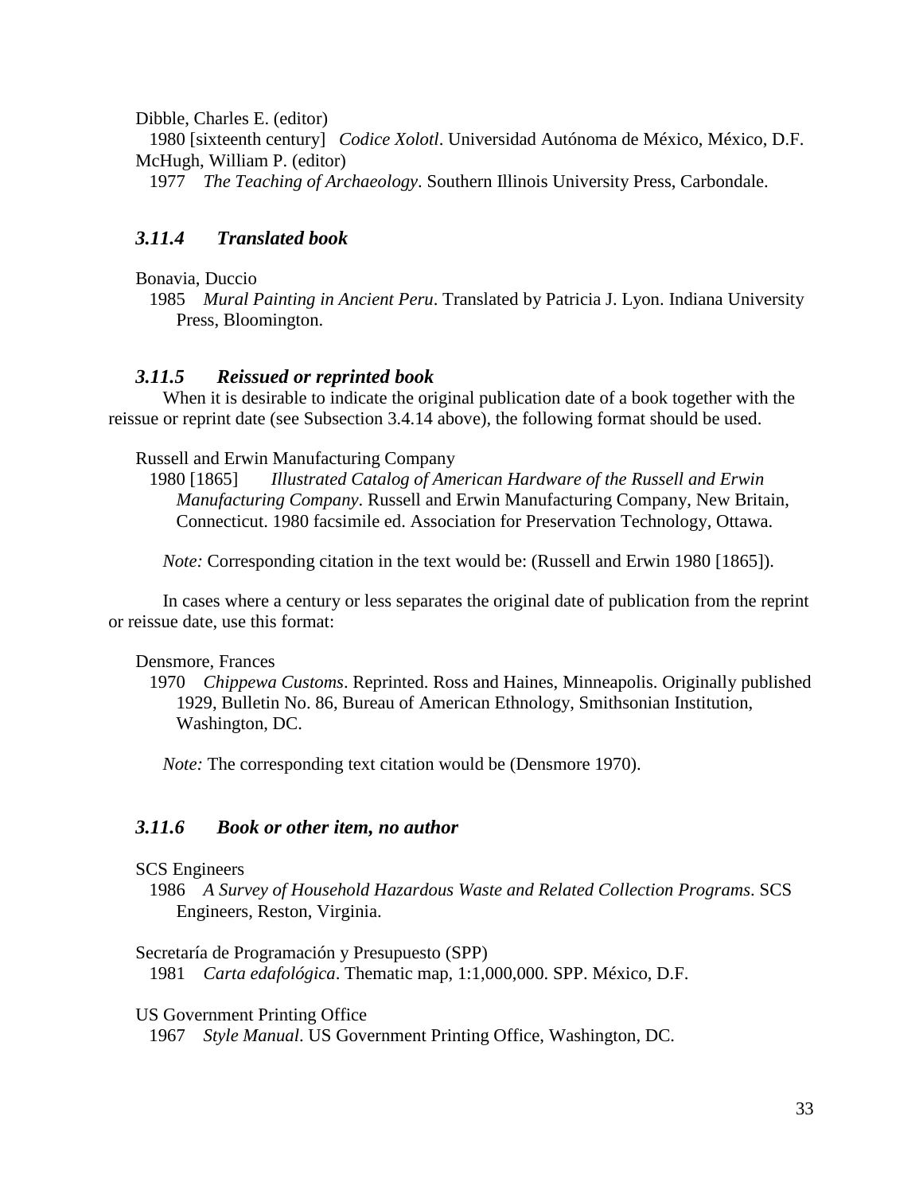Dibble, Charles E. (editor)

1980 [sixteenth century] *Codice Xolotl*. Universidad Autónoma de México, México, D.F.

McHugh, William P. (editor)

1977 *The Teaching of Archaeology*. Southern Illinois University Press, Carbondale.

### *3.11.4 Translated book*

Bonavia, Duccio

1985 *Mural Painting in Ancient Peru*. Translated by Patricia J. Lyon. Indiana University Press, Bloomington.

### *3.11.5 Reissued or reprinted book*

When it is desirable to indicate the original publication date of a book together with the reissue or reprint date (see Subsection 3.4.14 above), the following format should be used.

Russell and Erwin Manufacturing Company

1980 [1865] *Illustrated Catalog of American Hardware of the Russell and Erwin Manufacturing Company*. Russell and Erwin Manufacturing Company, New Britain, Connecticut. 1980 facsimile ed. Association for Preservation Technology, Ottawa.

*Note:* Corresponding citation in the text would be: (Russell and Erwin 1980 [1865]).

In cases where a century or less separates the original date of publication from the reprint or reissue date, use this format:

Densmore, Frances

1970 *Chippewa Customs*. Reprinted. Ross and Haines, Minneapolis. Originally published 1929, Bulletin No. 86, Bureau of American Ethnology, Smithsonian Institution, Washington, DC.

*Note:* The corresponding text citation would be (Densmore 1970).

### *3.11.6 Book or other item, no author*

SCS Engineers

1986 *A Survey of Household Hazardous Waste and Related Collection Programs*. SCS Engineers, Reston, Virginia.

Secretaría de Programación y Presupuesto (SPP)

1981 *Carta edafológica*. Thematic map, 1:1,000,000. SPP. México, D.F.

US Government Printing Office

1967 *Style Manual*. US Government Printing Office, Washington, DC.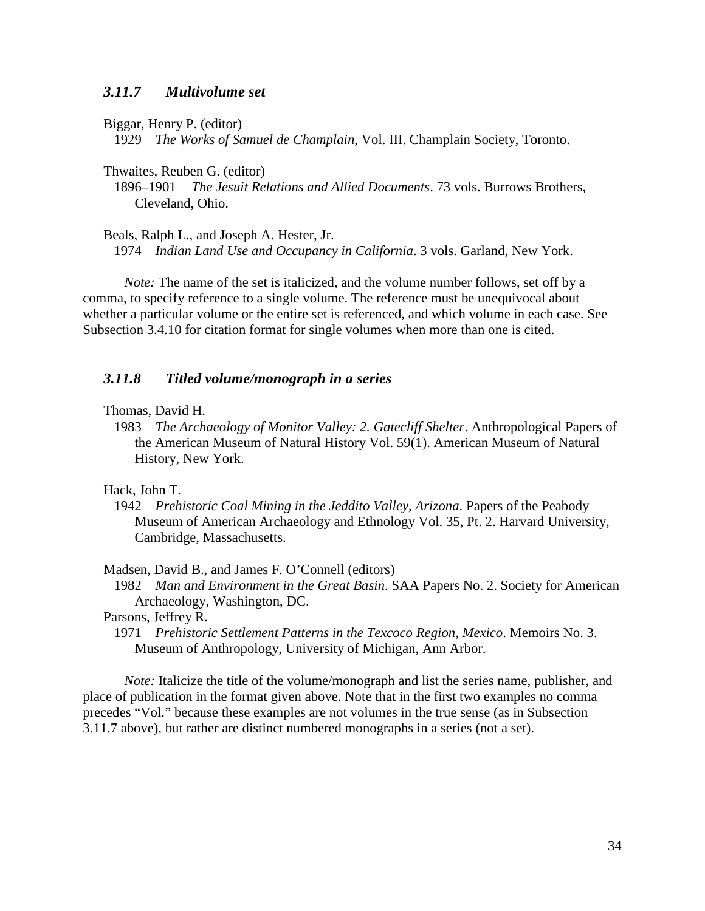### *3.11.7 Multivolume set*

Biggar, Henry P. (editor)
1929 *The Works of Samuel de Champlain*, Vol. III. Champlain Society, Toronto.

Thwaites, Reuben G. (editor)
1896–1901 *The Jesuit Relations and Allied Documents*. 73 vols. Burrows Brothers, Cleveland, Ohio.

Beals, Ralph L., and Joseph A. Hester, Jr.
1974 *Indian Land Use and Occupancy in California*. 3 vols. Garland, New York.

*Note:* The name of the set is italicized, and the volume number follows, set off by a comma, to specify reference to a single volume. The reference must be unequivocal about whether a particular volume or the entire set is referenced, and which volume in each case. See Subsection 3.4.10 for citation format for single volumes when more than one is cited.

### *3.11.8 Titled volume/monograph in a series*

Thomas, David H.
1983 *The Archaeology of Monitor Valley: 2. Gatecliff Shelter*. Anthropological Papers of the American Museum of Natural History Vol. 59(1). American Museum of Natural History, New York.

Hack, John T.
1942 *Prehistoric Coal Mining in the Jeddito Valley, Arizona*. Papers of the Peabody Museum of American Archaeology and Ethnology Vol. 35, Pt. 2. Harvard University, Cambridge, Massachusetts.

Madsen, David B., and James F. O'Connell (editors)
1982 *Man and Environment in the Great Basin*. SAA Papers No. 2. Society for American Archaeology, Washington, DC.

Parsons, Jeffrey R.
1971 *Prehistoric Settlement Patterns in the Texcoco Region, Mexico*. Memoirs No. 3. Museum of Anthropology, University of Michigan, Ann Arbor.

*Note:* Italicize the title of the volume/monograph and list the series name, publisher, and place of publication in the format given above. Note that in the first two examples no comma precedes "Vol." because these examples are not volumes in the true sense (as in Subsection 3.11.7 above), but rather are distinct numbered monographs in a series (not a set).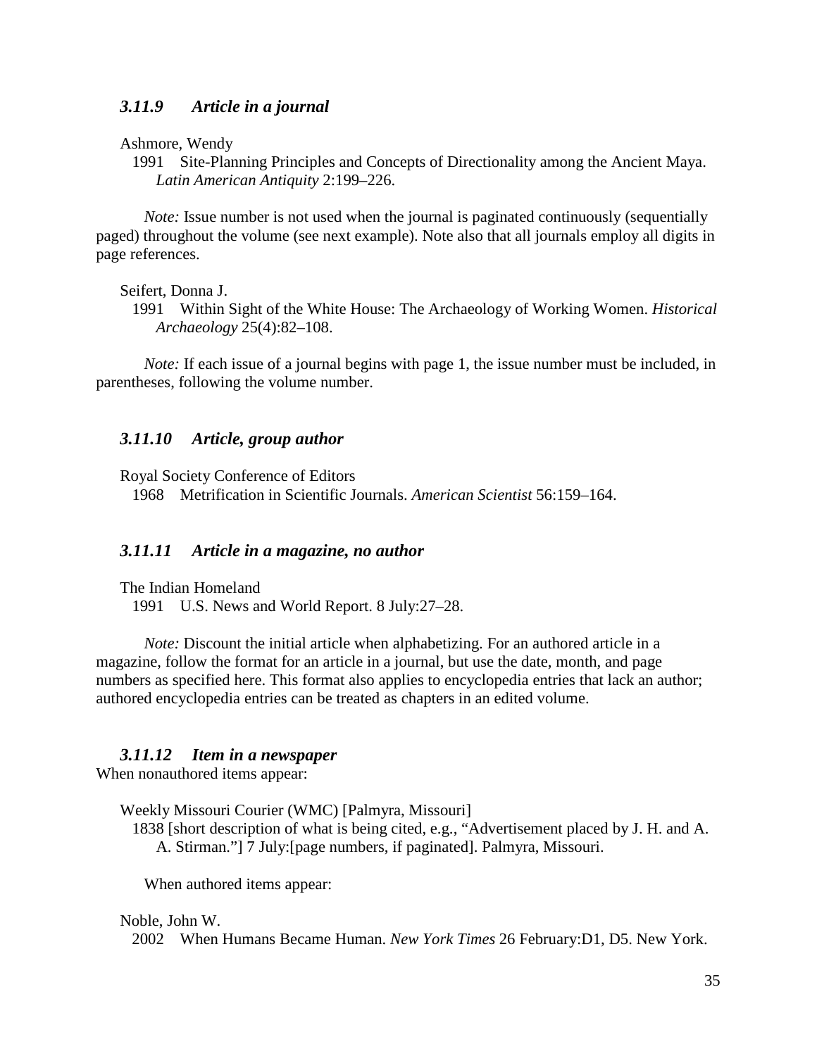### *3.11.9 Article in a journal*

Ashmore, Wendy
 1991 Site-Planning Principles and Concepts of Directionality among the Ancient Maya. *Latin American Antiquity* 2:199–226.

*Note:* Issue number is not used when the journal is paginated continuously (sequentially paged) throughout the volume (see next example). Note also that all journals employ all digits in page references.

Seifert, Donna J.
 1991 Within Sight of the White House: The Archaeology of Working Women. *Historical Archaeology* 25(4):82–108.

*Note:* If each issue of a journal begins with page 1, the issue number must be included, in parentheses, following the volume number.

### *3.11.10 Article, group author*

Royal Society Conference of Editors
 1968 Metrification in Scientific Journals. *American Scientist* 56:159–164.

### *3.11.11 Article in a magazine, no author*

The Indian Homeland
 1991 U.S. News and World Report. 8 July:27–28.

*Note:* Discount the initial article when alphabetizing. For an authored article in a magazine, follow the format for an article in a journal, but use the date, month, and page numbers as specified here. This format also applies to encyclopedia entries that lack an author; authored encyclopedia entries can be treated as chapters in an edited volume.

### *3.11.12 Item in a newspaper*

When nonauthored items appear:

Weekly Missouri Courier (WMC) [Palmyra, Missouri]
 1838 [short description of what is being cited, e.g., "Advertisement placed by J. H. and A. A. Stirman."] 7 July:[page numbers, if paginated]. Palmyra, Missouri.

When authored items appear:

Noble, John W.
 2002 When Humans Became Human. *New York Times* 26 February:D1, D5. New York.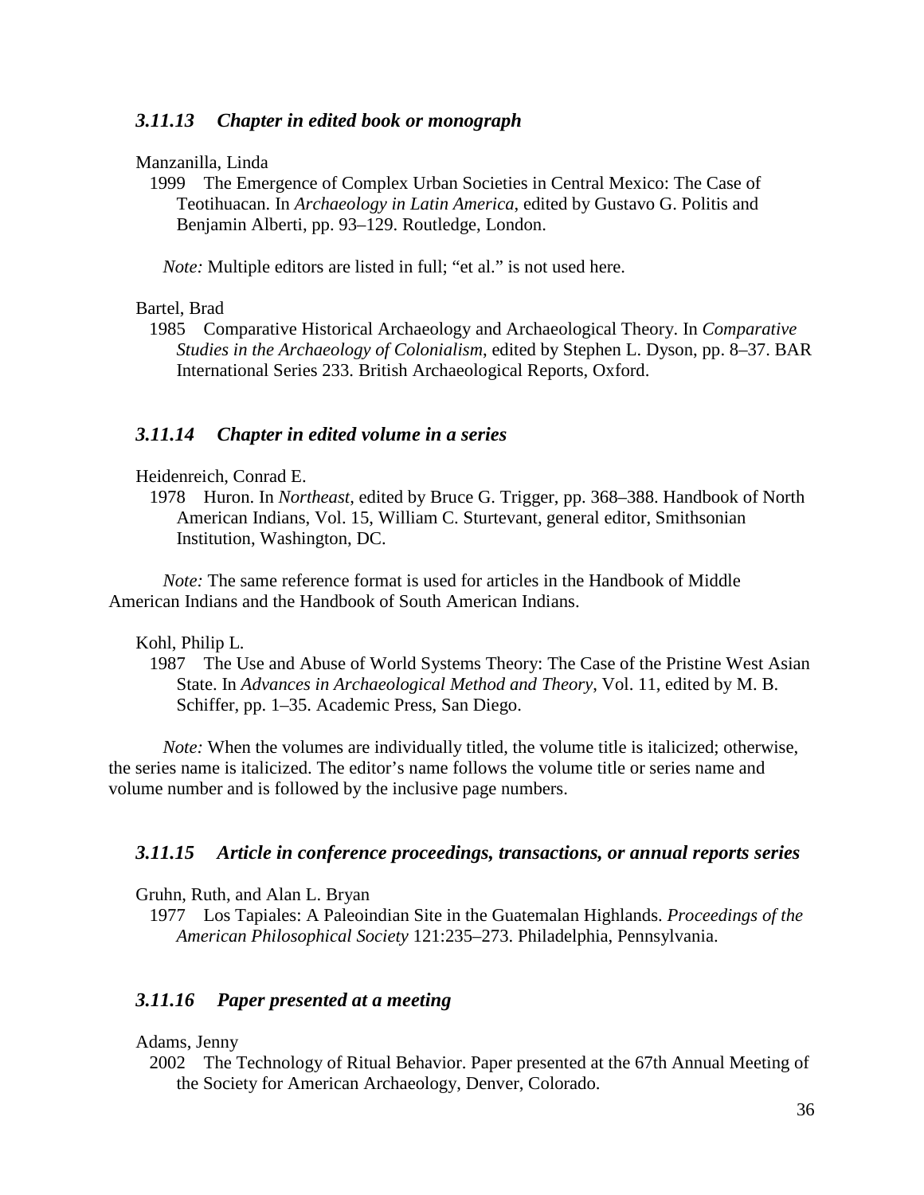### *3.11.13 Chapter in edited book or monograph*

Manzanilla, Linda

1999 The Emergence of Complex Urban Societies in Central Mexico: The Case of Teotihuacan. In *Archaeology in Latin America*, edited by Gustavo G. Politis and Benjamin Alberti, pp. 93–129. Routledge, London.

*Note:* Multiple editors are listed in full; "et al." is not used here.

Bartel, Brad

1985 Comparative Historical Archaeology and Archaeological Theory. In *Comparative Studies in the Archaeology of Colonialism*, edited by Stephen L. Dyson, pp. 8–37. BAR International Series 233. British Archaeological Reports, Oxford.

### *3.11.14 Chapter in edited volume in a series*

Heidenreich, Conrad E.

1978 Huron. In *Northeast*, edited by Bruce G. Trigger, pp. 368–388. Handbook of North American Indians, Vol. 15, William C. Sturtevant, general editor, Smithsonian Institution, Washington, DC.

*Note:* The same reference format is used for articles in the Handbook of Middle American Indians and the Handbook of South American Indians.

Kohl, Philip L.

1987 The Use and Abuse of World Systems Theory: The Case of the Pristine West Asian State. In *Advances in Archaeological Method and Theory*, Vol. 11, edited by M. B. Schiffer, pp. 1–35. Academic Press, San Diego.

*Note:* When the volumes are individually titled, the volume title is italicized; otherwise, the series name is italicized. The editor's name follows the volume title or series name and volume number and is followed by the inclusive page numbers.

### *3.11.15 Article in conference proceedings, transactions, or annual reports series*

Gruhn, Ruth, and Alan L. Bryan

1977 Los Tapiales: A Paleoindian Site in the Guatemalan Highlands. *Proceedings of the American Philosophical Society* 121:235–273. Philadelphia, Pennsylvania.

### *3.11.16 Paper presented at a meeting*

Adams, Jenny

2002 The Technology of Ritual Behavior. Paper presented at the 67th Annual Meeting of the Society for American Archaeology, Denver, Colorado.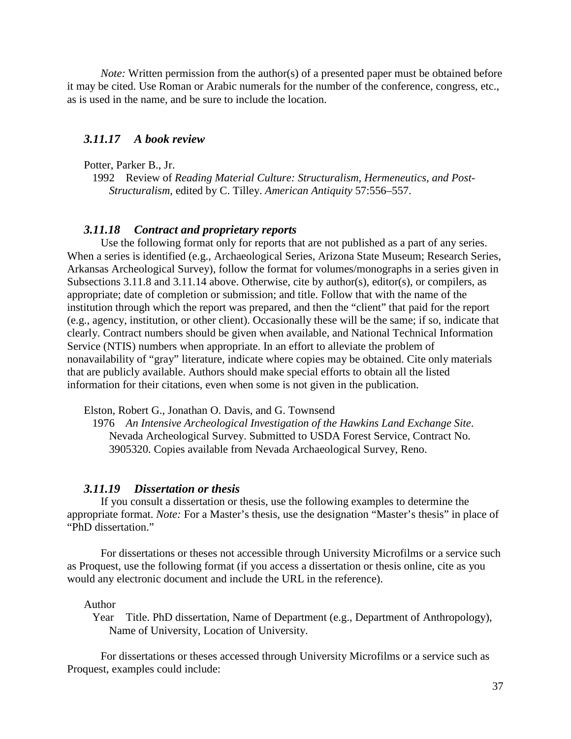*Note:* Written permission from the author(s) of a presented paper must be obtained before it may be cited. Use Roman or Arabic numerals for the number of the conference, congress, etc., as is used in the name, and be sure to include the location.

### *3.11.17 A book review*

Potter, Parker B., Jr.
1992 Review of *Reading Material Culture: Structuralism, Hermeneutics, and Post-Structuralism*, edited by C. Tilley. *American Antiquity* 57:556–557.

### *3.11.18 Contract and proprietary reports*

Use the following format only for reports that are not published as a part of any series. When a series is identified (e.g., Archaeological Series, Arizona State Museum; Research Series, Arkansas Archeological Survey), follow the format for volumes/monographs in a series given in Subsections 3.11.8 and 3.11.14 above. Otherwise, cite by author(s), editor(s), or compilers, as appropriate; date of completion or submission; and title. Follow that with the name of the institution through which the report was prepared, and then the "client" that paid for the report (e.g., agency, institution, or other client). Occasionally these will be the same; if so, indicate that clearly. Contract numbers should be given when available, and National Technical Information Service (NTIS) numbers when appropriate. In an effort to alleviate the problem of nonavailability of "gray" literature, indicate where copies may be obtained. Cite only materials that are publicly available. Authors should make special efforts to obtain all the listed information for their citations, even when some is not given in the publication.

Elston, Robert G., Jonathan O. Davis, and G. Townsend
1976 *An Intensive Archeological Investigation of the Hawkins Land Exchange Site*. Nevada Archeological Survey. Submitted to USDA Forest Service, Contract No. 3905320. Copies available from Nevada Archaeological Survey, Reno.

### *3.11.19 Dissertation or thesis*

If you consult a dissertation or thesis, use the following examples to determine the appropriate format. *Note:* For a Master's thesis, use the designation "Master's thesis" in place of "PhD dissertation."

For dissertations or theses not accessible through University Microfilms or a service such as Proquest, use the following format (if you access a dissertation or thesis online, cite as you would any electronic document and include the URL in the reference).

Author
Year Title. PhD dissertation, Name of Department (e.g., Department of Anthropology), Name of University, Location of University.

For dissertations or theses accessed through University Microfilms or a service such as Proquest, examples could include: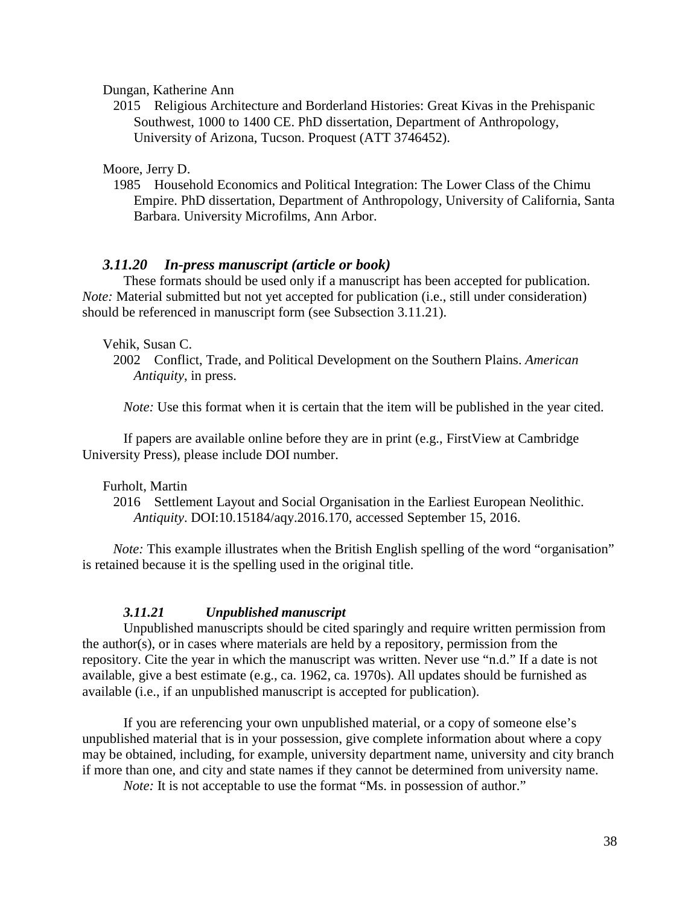Dungan, Katherine Ann

2015 Religious Architecture and Borderland Histories: Great Kivas in the Prehispanic Southwest, 1000 to 1400 CE. PhD dissertation, Department of Anthropology, University of Arizona, Tucson. Proquest (ATT 3746452).

Moore, Jerry D.

1985 Household Economics and Political Integration: The Lower Class of the Chimu Empire. PhD dissertation, Department of Anthropology, University of California, Santa Barbara. University Microfilms, Ann Arbor.

### *3.11.20 In-press manuscript (article or book)*

These formats should be used only if a manuscript has been accepted for publication. *Note:* Material submitted but not yet accepted for publication (i.e., still under consideration) should be referenced in manuscript form (see Subsection 3.11.21).

Vehik, Susan C.

2002 Conflict, Trade, and Political Development on the Southern Plains. *American Antiquity*, in press.

*Note:* Use this format when it is certain that the item will be published in the year cited.

If papers are available online before they are in print (e.g., FirstView at Cambridge University Press), please include DOI number.

Furholt, Martin

2016 Settlement Layout and Social Organisation in the Earliest European Neolithic. *Antiquity*. DOI:10.15184/aqy.2016.170, accessed September 15, 2016.

*Note:* This example illustrates when the British English spelling of the word "organisation" is retained because it is the spelling used in the original title.

### *3.11.21 Unpublished manuscript*

Unpublished manuscripts should be cited sparingly and require written permission from the author(s), or in cases where materials are held by a repository, permission from the repository. Cite the year in which the manuscript was written. Never use "n.d." If a date is not available, give a best estimate (e.g., ca. 1962, ca. 1970s). All updates should be furnished as available (i.e., if an unpublished manuscript is accepted for publication).

If you are referencing your own unpublished material, or a copy of someone else's unpublished material that is in your possession, give complete information about where a copy may be obtained, including, for example, university department name, university and city branch if more than one, and city and state names if they cannot be determined from university name.

*Note:* It is not acceptable to use the format "Ms. in possession of author."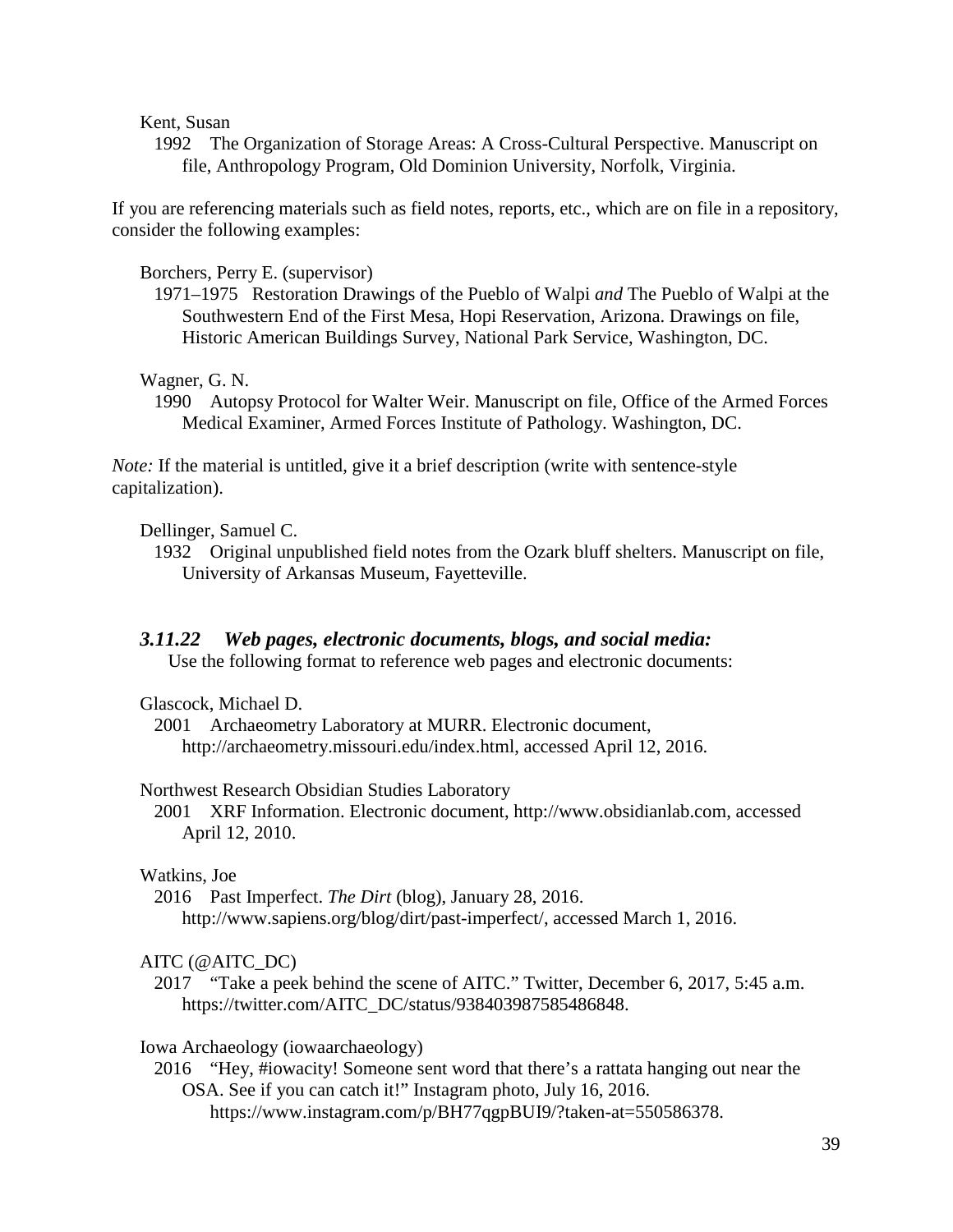Kent, Susan

1992 The Organization of Storage Areas: A Cross-Cultural Perspective. Manuscript on file, Anthropology Program, Old Dominion University, Norfolk, Virginia.

If you are referencing materials such as field notes, reports, etc., which are on file in a repository, consider the following examples:

Borchers, Perry E. (supervisor)

1971–1975 Restoration Drawings of the Pueblo of Walpi *and* The Pueblo of Walpi at the Southwestern End of the First Mesa, Hopi Reservation, Arizona. Drawings on file, Historic American Buildings Survey, National Park Service, Washington, DC.

Wagner, G. N.

1990 Autopsy Protocol for Walter Weir. Manuscript on file, Office of the Armed Forces Medical Examiner, Armed Forces Institute of Pathology. Washington, DC.

*Note:* If the material is untitled, give it a brief description (write with sentence-style capitalization).

Dellinger, Samuel C.

1932 Original unpublished field notes from the Ozark bluff shelters. Manuscript on file, University of Arkansas Museum, Fayetteville.

### *3.11.22 Web pages, electronic documents, blogs, and social media:*

Use the following format to reference web pages and electronic documents:

Glascock, Michael D.

2001 Archaeometry Laboratory at MURR. Electronic document, http://archaeometry.missouri.edu/index.html, accessed April 12, 2016.

Northwest Research Obsidian Studies Laboratory

2001 XRF Information. Electronic document, http://www.obsidianlab.com, accessed April 12, 2010.

Watkins, Joe

2016 Past Imperfect. *The Dirt* (blog), January 28, 2016. http://www.sapiens.org/blog/dirt/past-imperfect/, accessed March 1, 2016.

AITC (@AITC_DC)

2017 "Take a peek behind the scene of AITC." Twitter, December 6, 2017, 5:45 a.m. https://twitter.com/AITC_DC/status/938403987585486848.

Iowa Archaeology (iowaarchaeology)

2016 "Hey, #iowacity! Someone sent word that there's a rattata hanging out near the OSA. See if you can catch it!" Instagram photo, July 16, 2016. https://www.instagram.com/p/BH77qgpBUI9/?taken-at=550586378.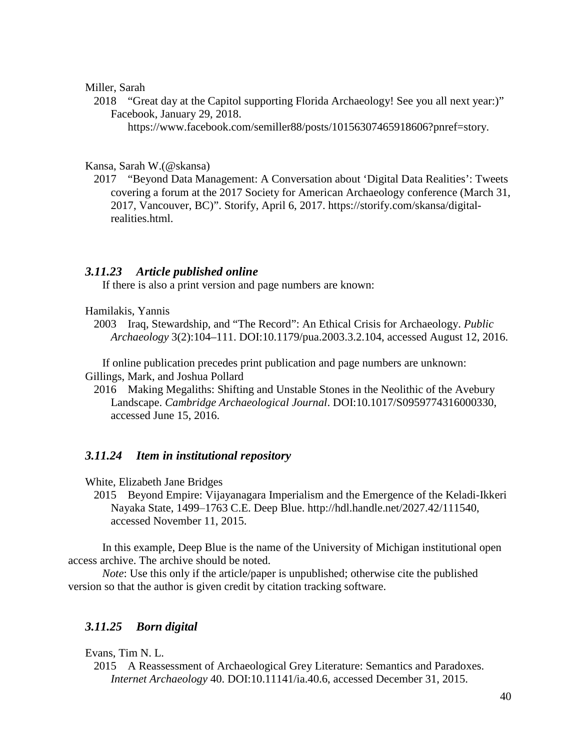Miller, Sarah

2018 "Great day at the Capitol supporting Florida Archaeology! See you all next year:)" Facebook, January 29, 2018. https://www.facebook.com/semiller88/posts/10156307465918606?pnref=story.

Kansa, Sarah W.(@skansa)

2017 "Beyond Data Management: A Conversation about 'Digital Data Realities': Tweets covering a forum at the 2017 Society for American Archaeology conference (March 31, 2017, Vancouver, BC)". Storify, April 6, 2017. https://storify.com/skansa/digital-realities.html.

### *3.11.23 Article published online*

If there is also a print version and page numbers are known:

Hamilakis, Yannis

2003 Iraq, Stewardship, and "The Record": An Ethical Crisis for Archaeology. *Public Archaeology* 3(2):104–111. DOI:10.1179/pua.2003.3.2.104, accessed August 12, 2016.

If online publication precedes print publication and page numbers are unknown:

Gillings, Mark, and Joshua Pollard

2016 Making Megaliths: Shifting and Unstable Stones in the Neolithic of the Avebury Landscape. *Cambridge Archaeological Journal*. DOI:10.1017/S0959774316000330, accessed June 15, 2016.

### *3.11.24 Item in institutional repository*

White, Elizabeth Jane Bridges

2015 Beyond Empire: Vijayanagara Imperialism and the Emergence of the Keladi-Ikkeri Nayaka State, 1499–1763 C.E. Deep Blue. http://hdl.handle.net/2027.42/111540, accessed November 11, 2015.

In this example, Deep Blue is the name of the University of Michigan institutional open access archive. The archive should be noted.

*Note*: Use this only if the article/paper is unpublished; otherwise cite the published version so that the author is given credit by citation tracking software.

### *3.11.25 Born digital*

Evans, Tim N. L.

2015 A Reassessment of Archaeological Grey Literature: Semantics and Paradoxes. *Internet Archaeology* 40. DOI:10.11141/ia.40.6, accessed December 31, 2015.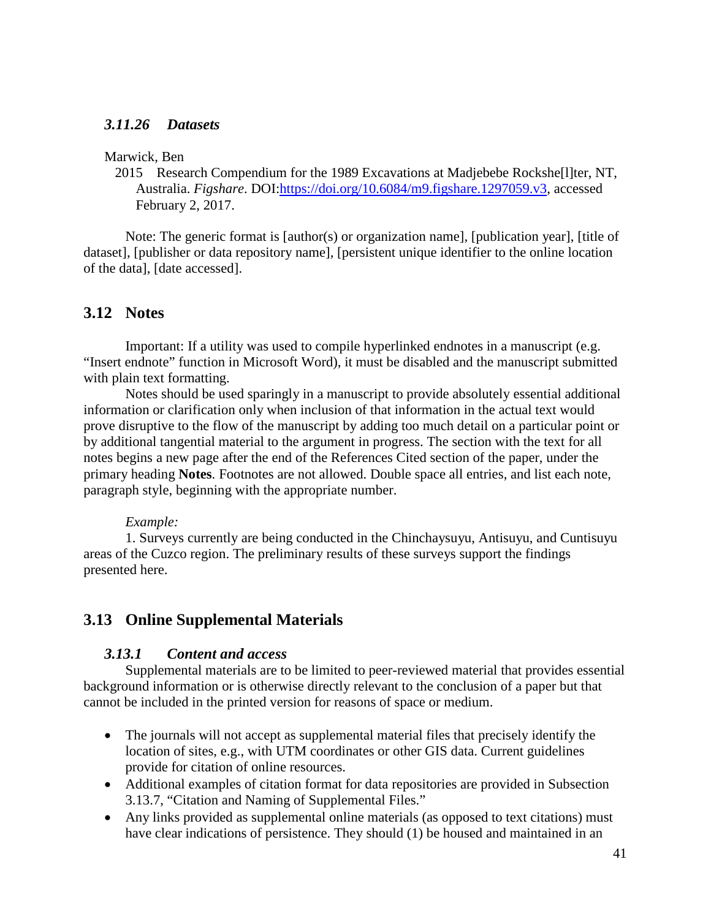### *3.11.26 Datasets*

Marwick, Ben

2015 Research Compendium for the 1989 Excavations at Madjebebe Rockshe[l]ter, NT, Australia. *Figshare*. DOI:https://doi.org/10.6084/m9.figshare.1297059.v3, accessed February 2, 2017.

Note: The generic format is [author(s) or organization name], [publication year], [title of dataset], [publisher or data repository name], [persistent unique identifier to the online location of the data], [date accessed].

## 3.12 Notes

Important: If a utility was used to compile hyperlinked endnotes in a manuscript (e.g. “Insert endnote” function in Microsoft Word), it must be disabled and the manuscript submitted with plain text formatting.

Notes should be used sparingly in a manuscript to provide absolutely essential additional information or clarification only when inclusion of that information in the actual text would prove disruptive to the flow of the manuscript by adding too much detail on a particular point or by additional tangential material to the argument in progress. The section with the text for all notes begins a new page after the end of the References Cited section of the paper, under the primary heading **Notes**. Footnotes are not allowed. Double space all entries, and list each note, paragraph style, beginning with the appropriate number.

*Example:*

1. Surveys currently are being conducted in the Chinchaysuyu, Antisuyu, and Cuntisuyu areas of the Cuzco region. The preliminary results of these surveys support the findings presented here.

## 3.13 Online Supplemental Materials

### *3.13.1 Content and access*

Supplemental materials are to be limited to peer-reviewed material that provides essential background information or is otherwise directly relevant to the conclusion of a paper but that cannot be included in the printed version for reasons of space or medium.

- The journals will not accept as supplemental material files that precisely identify the location of sites, e.g., with UTM coordinates or other GIS data. Current guidelines provide for citation of online resources.
- Additional examples of citation format for data repositories are provided in Subsection 3.13.7, “Citation and Naming of Supplemental Files.”
- Any links provided as supplemental online materials (as opposed to text citations) must have clear indications of persistence. They should (1) be housed and maintained in an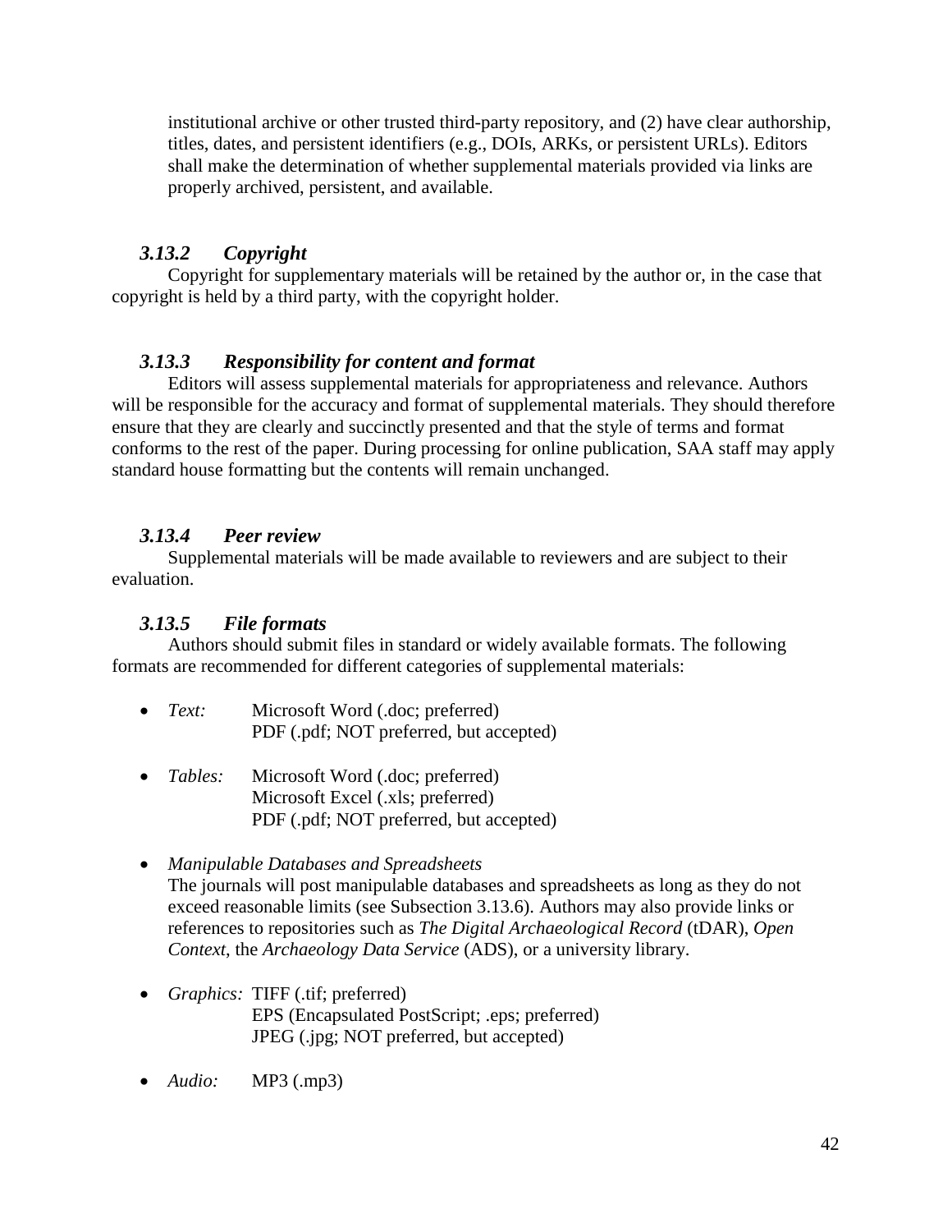institutional archive or other trusted third-party repository, and (2) have clear authorship, titles, dates, and persistent identifiers (e.g., DOIs, ARKs, or persistent URLs). Editors shall make the determination of whether supplemental materials provided via links are properly archived, persistent, and available.

### *3.13.2 Copyright*

Copyright for supplementary materials will be retained by the author or, in the case that copyright is held by a third party, with the copyright holder.

### *3.13.3 Responsibility for content and format*

Editors will assess supplemental materials for appropriateness and relevance. Authors will be responsible for the accuracy and format of supplemental materials. They should therefore ensure that they are clearly and succinctly presented and that the style of terms and format conforms to the rest of the paper. During processing for online publication, SAA staff may apply standard house formatting but the contents will remain unchanged.

### *3.13.4 Peer review*

Supplemental materials will be made available to reviewers and are subject to their evaluation.

### *3.13.5 File formats*

Authors should submit files in standard or widely available formats. The following formats are recommended for different categories of supplemental materials:

- *Text:* Microsoft Word (.doc; preferred)
  PDF (.pdf; NOT preferred, but accepted)

- *Tables:* Microsoft Word (.doc; preferred)
  Microsoft Excel (.xls; preferred)
  PDF (.pdf; NOT preferred, but accepted)

- *Manipulable Databases and Spreadsheets*
  The journals will post manipulable databases and spreadsheets as long as they do not exceed reasonable limits (see Subsection 3.13.6). Authors may also provide links or references to repositories such as *The Digital Archaeological Record* (tDAR), *Open Context*, the *Archaeology Data Service* (ADS), or a university library.

- *Graphics:* TIFF (.tif; preferred)
  EPS (Encapsulated PostScript; .eps; preferred)
  JPEG (.jpg; NOT preferred, but accepted)

- *Audio:* MP3 (.mp3)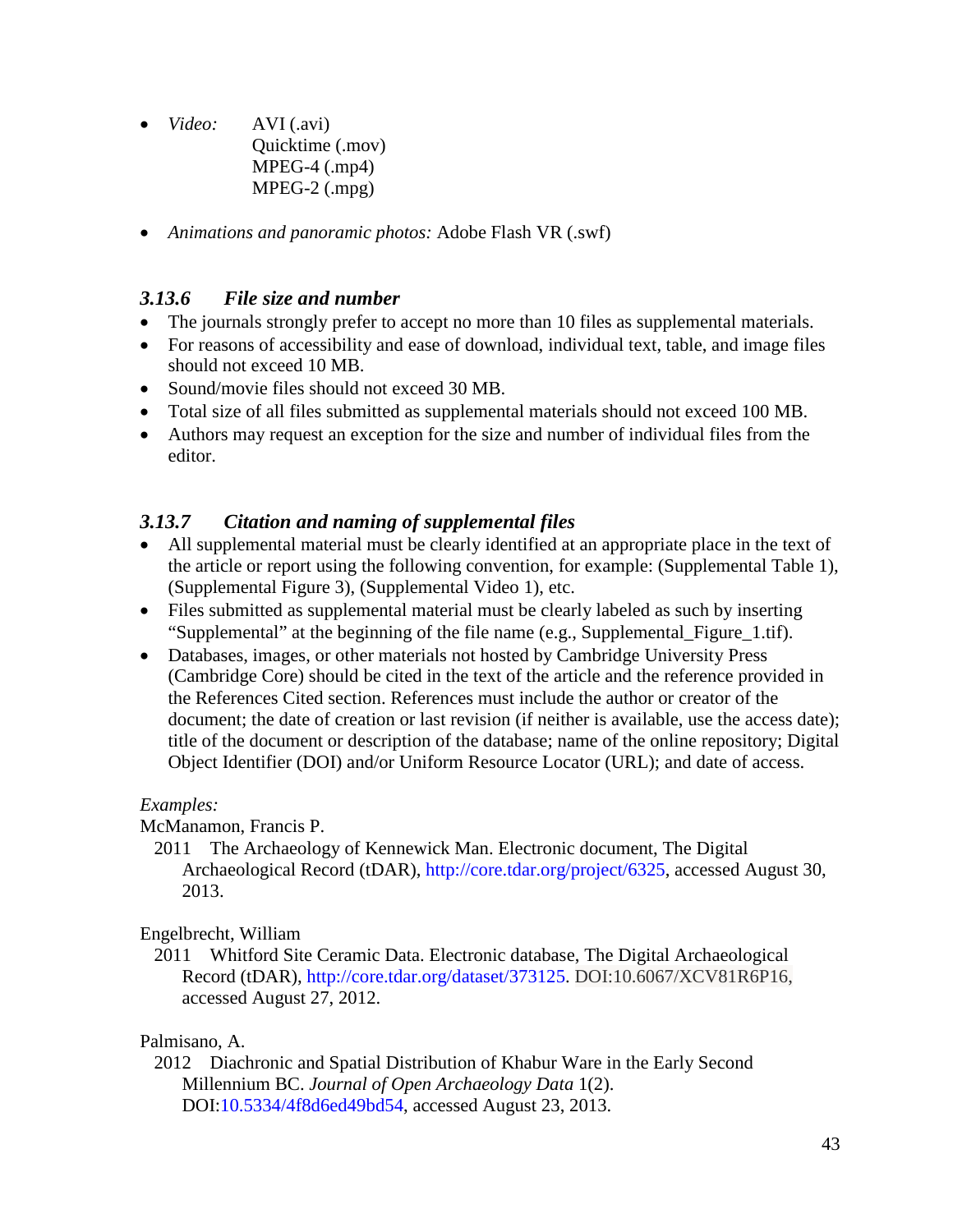- *Video:* AVI (.avi)
  Quicktime (.mov)
  MPEG-4 (.mp4)
  MPEG-2 (.mpg)

- *Animations and panoramic photos:* Adobe Flash VR (.swf)

### *3.13.6 File size and number*

- The journals strongly prefer to accept no more than 10 files as supplemental materials.
- For reasons of accessibility and ease of download, individual text, table, and image files should not exceed 10 MB.
- Sound/movie files should not exceed 30 MB.
- Total size of all files submitted as supplemental materials should not exceed 100 MB.
- Authors may request an exception for the size and number of individual files from the editor.

### *3.13.7 Citation and naming of supplemental files*

- All supplemental material must be clearly identified at an appropriate place in the text of the article or report using the following convention, for example: (Supplemental Table 1), (Supplemental Figure 3), (Supplemental Video 1), etc.
- Files submitted as supplemental material must be clearly labeled as such by inserting "Supplemental" at the beginning of the file name (e.g., Supplemental_Figure_1.tif).
- Databases, images, or other materials not hosted by Cambridge University Press (Cambridge Core) should be cited in the text of the article and the reference provided in the References Cited section. References must include the author or creator of the document; the date of creation or last revision (if neither is available, use the access date); title of the document or description of the database; name of the online repository; Digital Object Identifier (DOI) and/or Uniform Resource Locator (URL); and date of access.

*Examples:*

McManamon, Francis P.
2011 The Archaeology of Kennewick Man. Electronic document, The Digital Archaeological Record (tDAR), http://core.tdar.org/project/6325, accessed August 30, 2013.

Engelbrecht, William
2011 Whitford Site Ceramic Data. Electronic database, The Digital Archaeological Record (tDAR), http://core.tdar.org/dataset/373125. DOI:10.6067/XCV81R6P16, accessed August 27, 2012.

Palmisano, A.
2012 Diachronic and Spatial Distribution of Khabur Ware in the Early Second Millennium BC. *Journal of Open Archaeology Data* 1(2). DOI:10.5334/4f8d6ed49bd54, accessed August 23, 2013.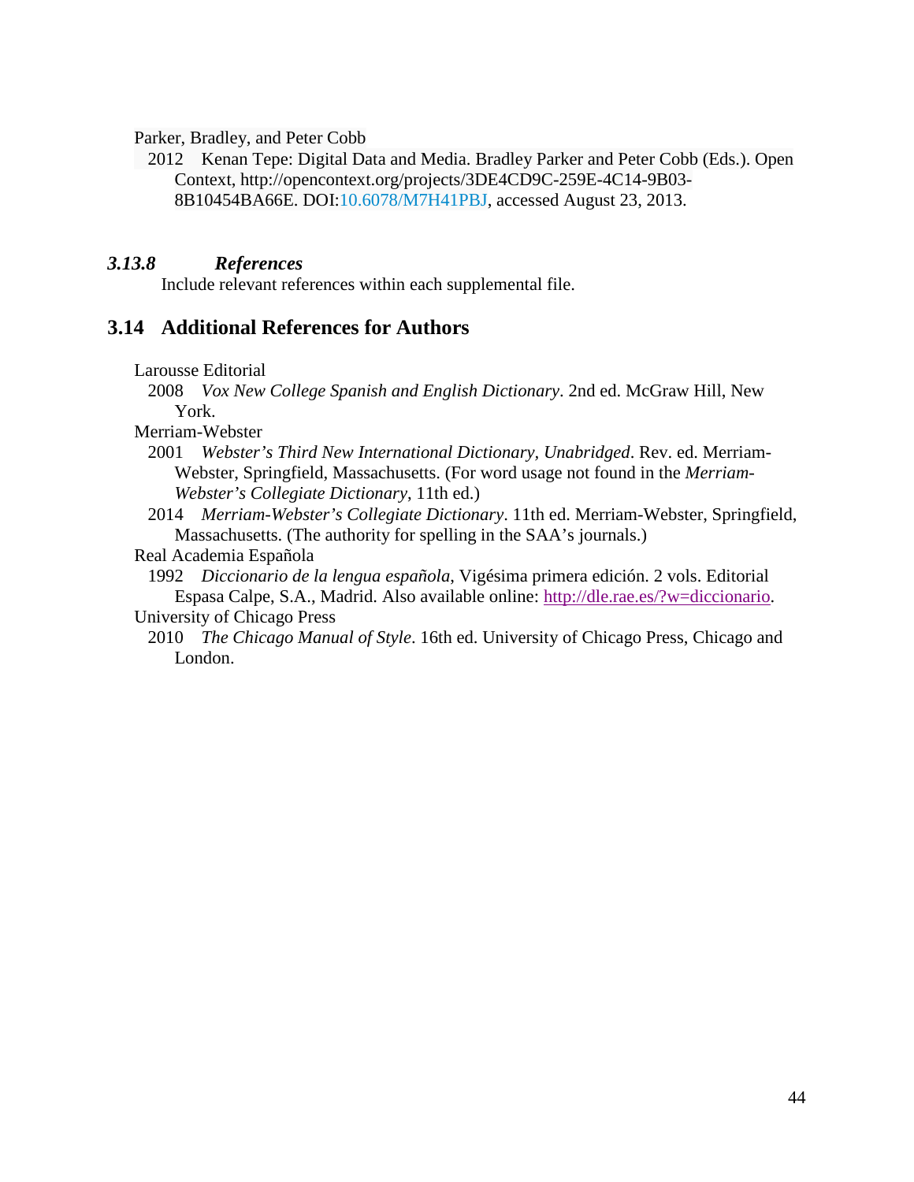Parker, Bradley, and Peter Cobb

2012 Kenan Tepe: Digital Data and Media. Bradley Parker and Peter Cobb (Eds.). Open Context, http://opencontext.org/projects/3DE4CD9C-259E-4C14-9B03-8B10454BA66E. DOI:10.6078/M7H41PBJ, accessed August 23, 2013.

### *3.13.8 References*

Include relevant references within each supplemental file.

## 3.14 Additional References for Authors

Larousse Editorial

2008 *Vox New College Spanish and English Dictionary*. 2nd ed. McGraw Hill, New York.

Merriam-Webster

2001 *Webster's Third New International Dictionary, Unabridged*. Rev. ed. Merriam-Webster, Springfield, Massachusetts. (For word usage not found in the *Merriam-Webster's Collegiate Dictionary*, 11th ed.)

2014 *Merriam-Webster's Collegiate Dictionary*. 11th ed. Merriam-Webster, Springfield, Massachusetts. (The authority for spelling in the SAA's journals.)

Real Academia Española

1992 *Diccionario de la lengua española*, Vigésima primera edición. 2 vols. Editorial Espasa Calpe, S.A., Madrid. Also available online: http://dle.rae.es/?w=diccionario.

University of Chicago Press

2010 *The Chicago Manual of Style*. 16th ed. University of Chicago Press, Chicago and London.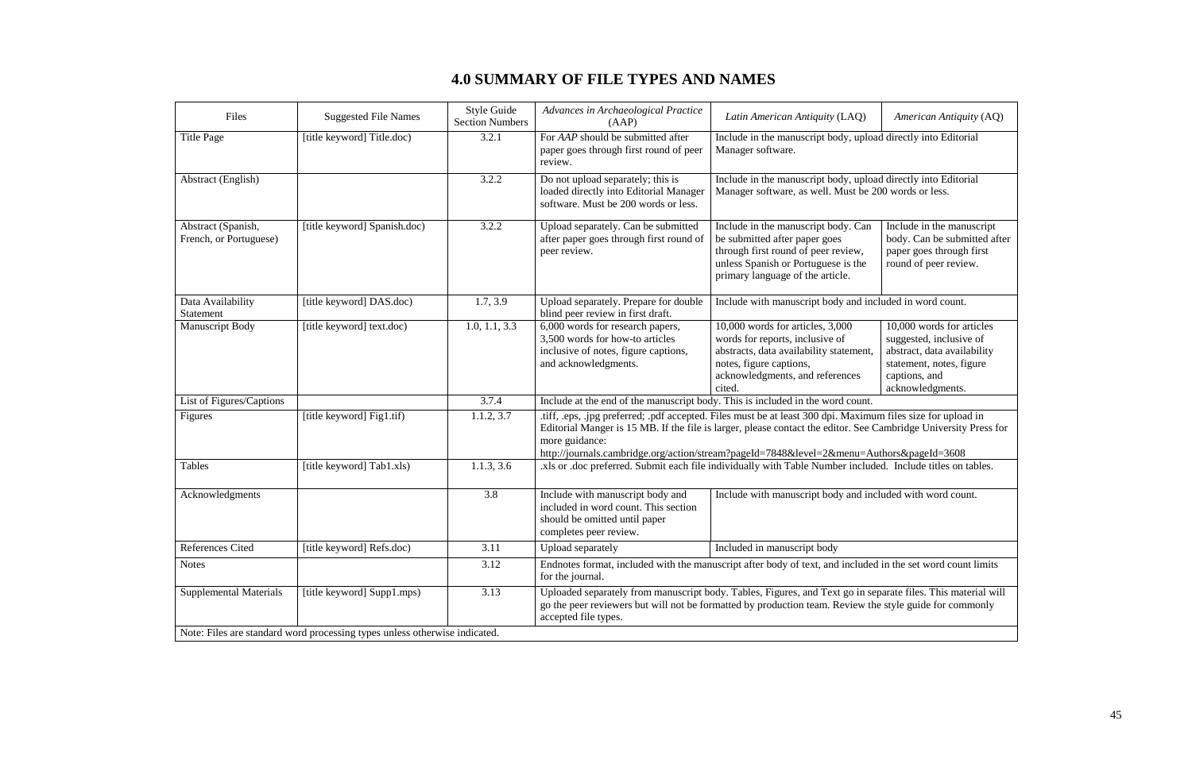# 4.0 SUMMARY OF FILE TYPES AND NAMES

| Files | Suggested File Names | Style Guide Section Numbers | *Advances in Archaeological Practice* (AAP) | *Latin American Antiquity* (LAQ) | *American Antiquity* (AQ) |
|---|---|---|---|---|---|
| Title Page | [title keyword] Title.doc) | 3.2.1 | For *AAP* should be submitted after paper goes through first round of peer review. | Include in the manuscript body, upload directly into Editorial Manager software. | |
| Abstract (English) | | 3.2.2 | Do not upload separately; this is loaded directly into Editorial Manager software. Must be 200 words or less. | Include in the manuscript body, upload directly into Editorial Manager software, as well. Must be 200 words or less. | |
| Abstract (Spanish, French, or Portuguese) | [title keyword] Spanish.doc) | 3.2.2 | Upload separately. Can be submitted after paper goes through first round of peer review. | Include in the manuscript body. Can be submitted after paper goes through first round of peer review, unless Spanish or Portuguese is the primary language of the article. | Include in the manuscript body. Can be submitted after paper goes through first round of peer review. |
| Data Availability Statement | [title keyword] DAS.doc) | 1.7, 3.9 | Upload separately. Prepare for double blind peer review in first draft. | Include with manuscript body and included in word count. | |
| Manuscript Body | [title keyword] text.doc) | 1.0, 1.1, 3.3 | 6,000 words for research papers, 3,500 words for how-to articles inclusive of notes, figure captions, and acknowledgments. | 10,000 words for articles, 3,000 words for reports, inclusive of abstracts, data availability statement, notes, figure captions, acknowledgments, and references cited. | 10,000 words for articles suggested, inclusive of abstract, data availability statement, notes, figure captions, and acknowledgments. |
| List of Figures/Captions | | 3.7.4 | Include at the end of the manuscript body. This is included in the word count. | | |
| Figures | [title keyword] Fig1.tif) | 1.1.2, 3.7 | .tiff, .eps, .jpg preferred; .pdf accepted. Files must be at least 300 dpi. Maximum files size for upload in Editorial Manger is 15 MB. If the file is larger, please contact the editor. See Cambridge University Press for more guidance: http://journals.cambridge.org/action/stream?pageId=7848&level=2&menu=Authors&pageId=3608 | | |
| Tables | [title keyword] Tab1.xls) | 1.1.3, 3.6 | .xls or .doc preferred. Submit each file individually with Table Number included. Include titles on tables. | | |
| Acknowledgments | | 3.8 | Include with manuscript body and included in word count. This section should be omitted until paper completes peer review. | Include with manuscript body and included with word count. | |
| References Cited | [title keyword] Refs.doc) | 3.11 | Upload separately | Included in manuscript body | |
| Notes | | 3.12 | Endnotes format, included with the manuscript after body of text, and included in the set word count limits for the journal. | | |
| Supplemental Materials | [title keyword] Supp1.mps) | 3.13 | Uploaded separately from manuscript body. Tables, Figures, and Text go in separate files. This material will go the peer reviewers but will not be formatted by production team. Review the style guide for commonly accepted file types. | | |

Note: Files are standard word processing types unless otherwise indicated.